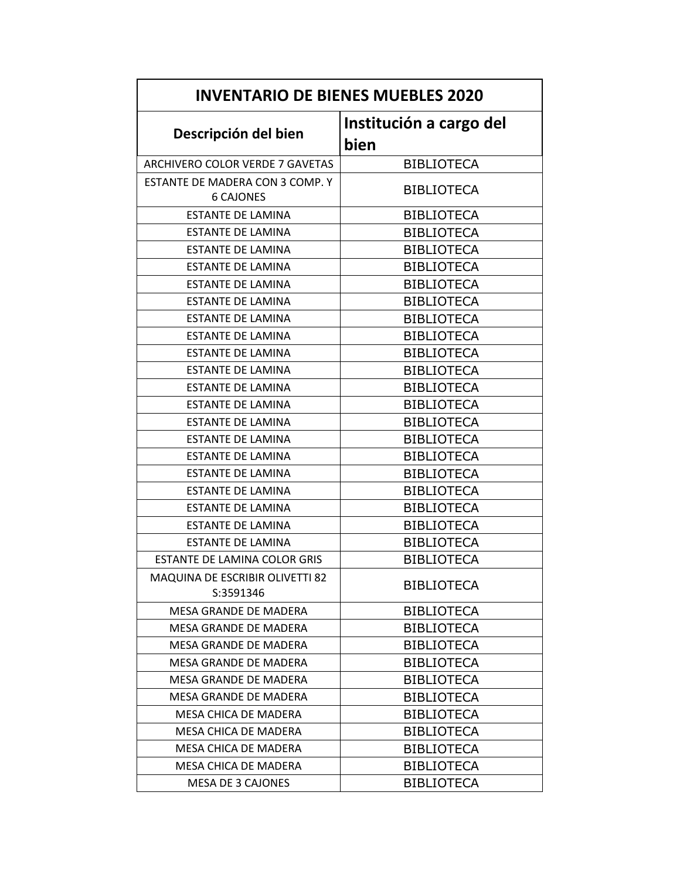| INVENTARIO DE BIENES MUEBLES 2020 | |
|---|---|
| **Descripción del bien** | **Institución a cargo del bien** |
| ARCHIVERO COLOR VERDE 7 GAVETAS | BIBLIOTECA |
| ESTANTE DE MADERA CON 3 COMP. Y 6 CAJONES | BIBLIOTECA |
| ESTANTE DE LAMINA | BIBLIOTECA |
| ESTANTE DE LAMINA | BIBLIOTECA |
| ESTANTE DE LAMINA | BIBLIOTECA |
| ESTANTE DE LAMINA | BIBLIOTECA |
| ESTANTE DE LAMINA | BIBLIOTECA |
| ESTANTE DE LAMINA | BIBLIOTECA |
| ESTANTE DE LAMINA | BIBLIOTECA |
| ESTANTE DE LAMINA | BIBLIOTECA |
| ESTANTE DE LAMINA | BIBLIOTECA |
| ESTANTE DE LAMINA | BIBLIOTECA |
| ESTANTE DE LAMINA | BIBLIOTECA |
| ESTANTE DE LAMINA | BIBLIOTECA |
| ESTANTE DE LAMINA | BIBLIOTECA |
| ESTANTE DE LAMINA | BIBLIOTECA |
| ESTANTE DE LAMINA | BIBLIOTECA |
| ESTANTE DE LAMINA | BIBLIOTECA |
| ESTANTE DE LAMINA | BIBLIOTECA |
| ESTANTE DE LAMINA | BIBLIOTECA |
| ESTANTE DE LAMINA | BIBLIOTECA |
| ESTANTE DE LAMINA | BIBLIOTECA |
| ESTANTE DE LAMINA COLOR GRIS | BIBLIOTECA |
| MAQUINA DE ESCRIBIR OLIVETTI 82 S:3591346 | BIBLIOTECA |
| MESA GRANDE DE MADERA | BIBLIOTECA |
| MESA GRANDE DE MADERA | BIBLIOTECA |
| MESA GRANDE DE MADERA | BIBLIOTECA |
| MESA GRANDE DE MADERA | BIBLIOTECA |
| MESA GRANDE DE MADERA | BIBLIOTECA |
| MESA GRANDE DE MADERA | BIBLIOTECA |
| MESA CHICA DE MADERA | BIBLIOTECA |
| MESA CHICA DE MADERA | BIBLIOTECA |
| MESA CHICA DE MADERA | BIBLIOTECA |
| MESA CHICA DE MADERA | BIBLIOTECA |
| MESA DE 3 CAJONES | BIBLIOTECA |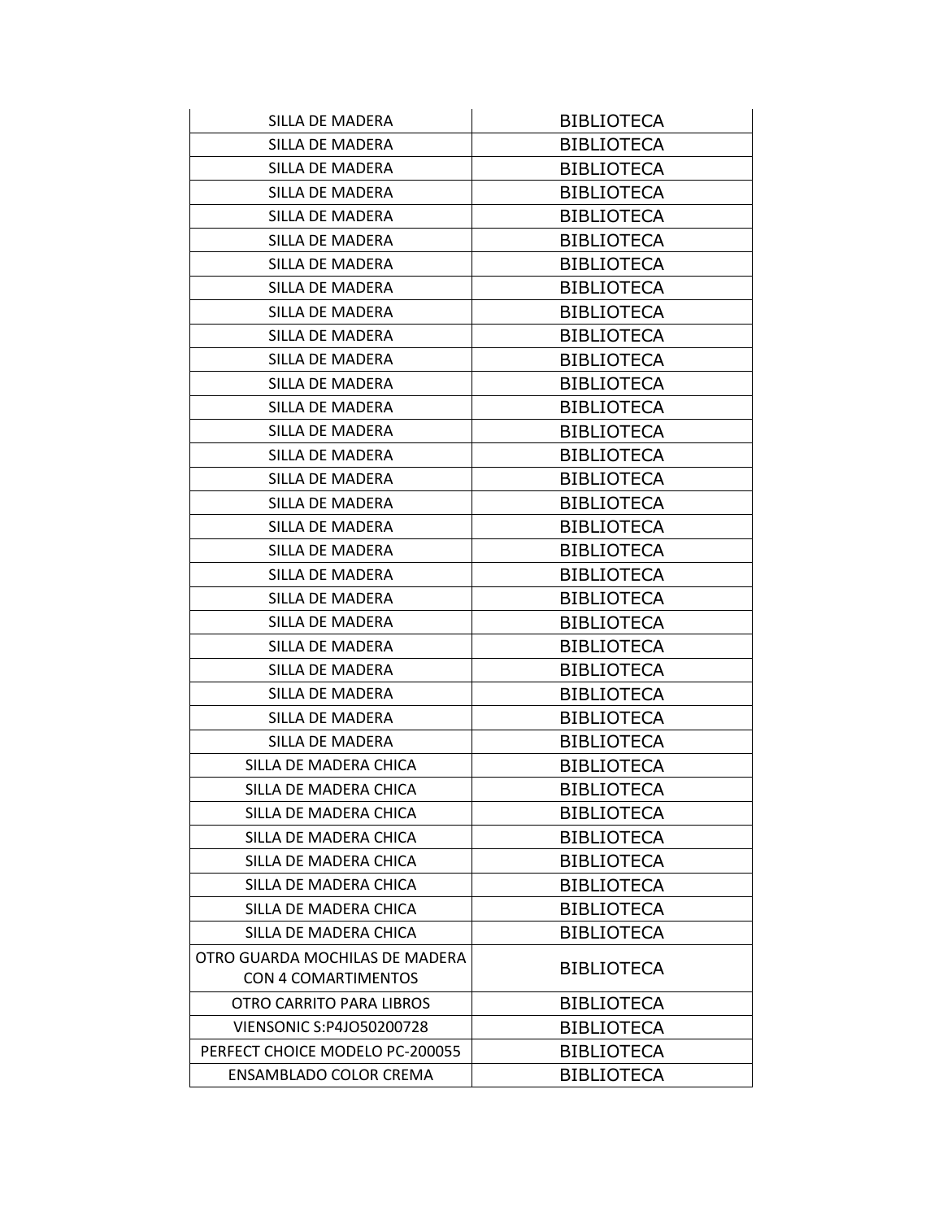| SILLA DE MADERA | BIBLIOTECA |
|---|---|
| SILLA DE MADERA | BIBLIOTECA |
| SILLA DE MADERA | BIBLIOTECA |
| SILLA DE MADERA | BIBLIOTECA |
| SILLA DE MADERA | BIBLIOTECA |
| SILLA DE MADERA | BIBLIOTECA |
| SILLA DE MADERA | BIBLIOTECA |
| SILLA DE MADERA | BIBLIOTECA |
| SILLA DE MADERA | BIBLIOTECA |
| SILLA DE MADERA | BIBLIOTECA |
| SILLA DE MADERA | BIBLIOTECA |
| SILLA DE MADERA | BIBLIOTECA |
| SILLA DE MADERA | BIBLIOTECA |
| SILLA DE MADERA | BIBLIOTECA |
| SILLA DE MADERA | BIBLIOTECA |
| SILLA DE MADERA | BIBLIOTECA |
| SILLA DE MADERA | BIBLIOTECA |
| SILLA DE MADERA | BIBLIOTECA |
| SILLA DE MADERA | BIBLIOTECA |
| SILLA DE MADERA | BIBLIOTECA |
| SILLA DE MADERA | BIBLIOTECA |
| SILLA DE MADERA | BIBLIOTECA |
| SILLA DE MADERA | BIBLIOTECA |
| SILLA DE MADERA | BIBLIOTECA |
| SILLA DE MADERA | BIBLIOTECA |
| SILLA DE MADERA | BIBLIOTECA |
| SILLA DE MADERA | BIBLIOTECA |
| SILLA DE MADERA CHICA | BIBLIOTECA |
| SILLA DE MADERA CHICA | BIBLIOTECA |
| SILLA DE MADERA CHICA | BIBLIOTECA |
| SILLA DE MADERA CHICA | BIBLIOTECA |
| SILLA DE MADERA CHICA | BIBLIOTECA |
| SILLA DE MADERA CHICA | BIBLIOTECA |
| SILLA DE MADERA CHICA | BIBLIOTECA |
| SILLA DE MADERA CHICA | BIBLIOTECA |
| OTRO GUARDA MOCHILAS DE MADERA CON 4 COMARTIMENTOS | BIBLIOTECA |
| OTRO CARRITO PARA LIBROS | BIBLIOTECA |
| VIENSONIC S:P4JO50200728 | BIBLIOTECA |
| PERFECT CHOICE MODELO PC-200055 | BIBLIOTECA |
| ENSAMBLADO COLOR CREMA | BIBLIOTECA |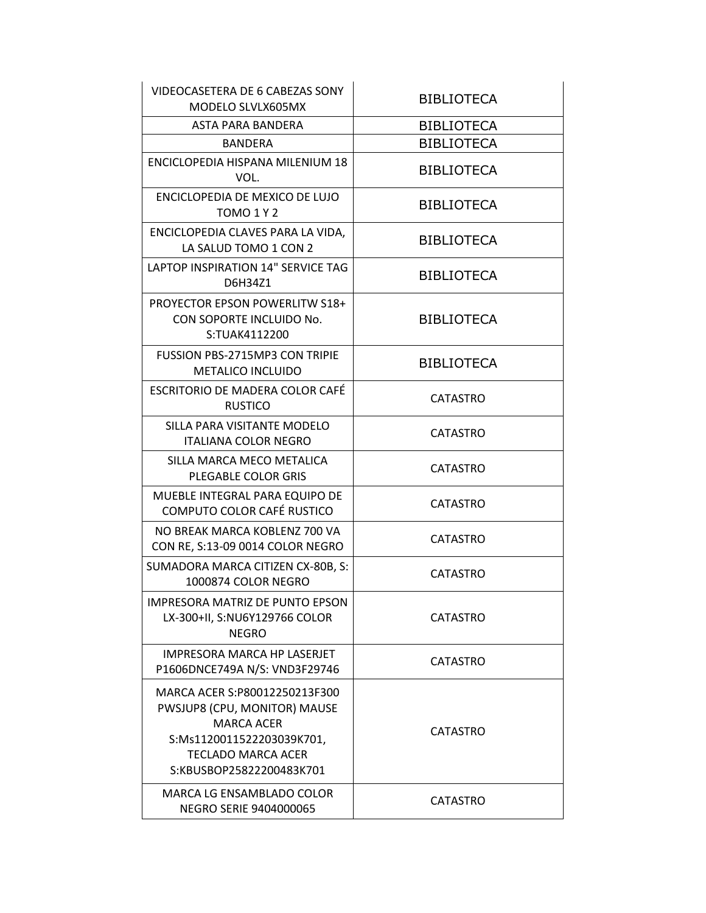| | |
|---|---|
| VIDEOCASETERA DE 6 CABEZAS SONY MODELO SLVLX605MX | BIBLIOTECA |
| ASTA PARA BANDERA | BIBLIOTECA |
| BANDERA | BIBLIOTECA |
| ENCICLOPEDIA HISPANA MILENIUM 18 VOL. | BIBLIOTECA |
| ENCICLOPEDIA DE MEXICO DE LUJO TOMO 1 Y 2 | BIBLIOTECA |
| ENCICLOPEDIA CLAVES PARA LA VIDA, LA SALUD TOMO 1 CON 2 | BIBLIOTECA |
| LAPTOP INSPIRATION 14" SERVICE TAG D6H34Z1 | BIBLIOTECA |
| PROYECTOR EPSON POWERLITW S18+ CON SOPORTE INCLUIDO No. S:TUAK4112200 | BIBLIOTECA |
| FUSSION PBS-2715MP3 CON TRIPIE METALICO INCLUIDO | BIBLIOTECA |
| ESCRITORIO DE MADERA COLOR CAFÉ RUSTICO | CATASTRO |
| SILLA PARA VISITANTE MODELO ITALIANA COLOR NEGRO | CATASTRO |
| SILLA MARCA MECO METALICA PLEGABLE COLOR GRIS | CATASTRO |
| MUEBLE INTEGRAL PARA EQUIPO DE COMPUTO COLOR CAFÉ RUSTICO | CATASTRO |
| NO BREAK MARCA KOBLENZ 700 VA CON RE, S:13-09 0014 COLOR NEGRO | CATASTRO |
| SUMADORA MARCA CITIZEN CX-80B, S: 1000874 COLOR NEGRO | CATASTRO |
| IMPRESORA MATRIZ DE PUNTO EPSON LX-300+II, S:NU6Y129766 COLOR NEGRO | CATASTRO |
| IMPRESORA MARCA HP LASERJET P1606DNCE749A N/S: VND3F29746 | CATASTRO |
| MARCA ACER S:P80012250213F300 PWSJUP8 (CPU, MONITOR) MAUSE MARCA ACER S:Ms1120011522203039K701, TECLADO MARCA ACER S:KBUSBOP25822200483K701 | CATASTRO |
| MARCA LG ENSAMBLADO COLOR NEGRO SERIE 9404000065 | CATASTRO |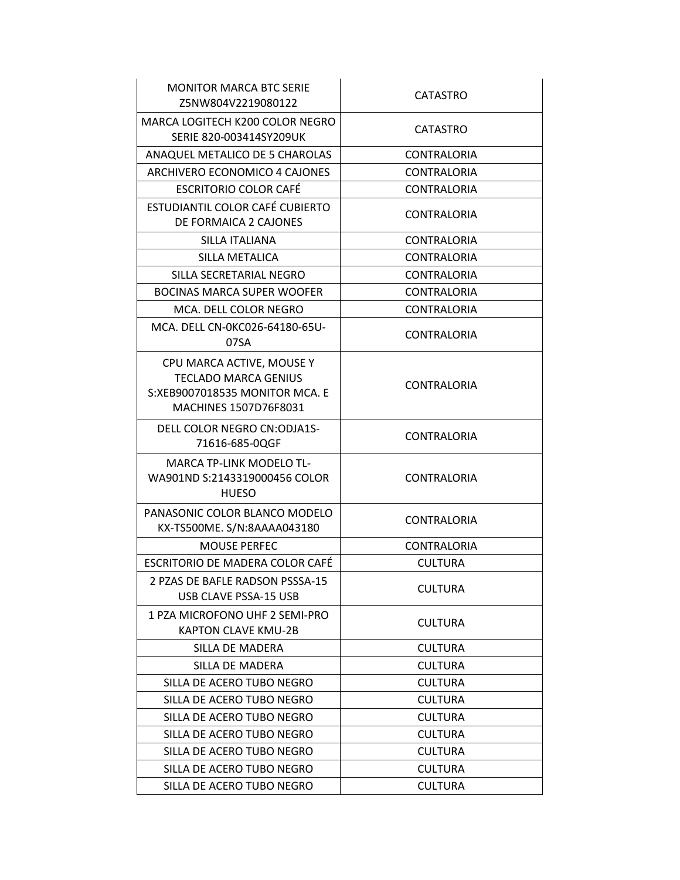| | |
|---|---|
| MONITOR MARCA BTC SERIE Z5NW804V2219080122 | CATASTRO |
| MARCA LOGITECH K200 COLOR NEGRO SERIE 820-003414SY209UK | CATASTRO |
| ANAQUEL METALICO DE 5 CHAROLAS | CONTRALORIA |
| ARCHIVERO ECONOMICO 4 CAJONES | CONTRALORIA |
| ESCRITORIO COLOR CAFÉ | CONTRALORIA |
| ESTUDIANTIL COLOR CAFÉ CUBIERTO DE FORMAICA 2 CAJONES | CONTRALORIA |
| SILLA ITALIANA | CONTRALORIA |
| SILLA METALICA | CONTRALORIA |
| SILLA SECRETARIAL NEGRO | CONTRALORIA |
| BOCINAS MARCA SUPER WOOFER | CONTRALORIA |
| MCA. DELL COLOR NEGRO | CONTRALORIA |
| MCA. DELL CN-0KC026-64180-65U-07SA | CONTRALORIA |
| CPU MARCA ACTIVE, MOUSE Y TECLADO MARCA GENIUS S:XEB9007018535 MONITOR MCA. E MACHINES 1507D76F8031 | CONTRALORIA |
| DELL COLOR NEGRO CN:ODJA1S-71616-685-0QGF | CONTRALORIA |
| MARCA TP-LINK MODELO TL-WA901ND S:2143319000456 COLOR HUESO | CONTRALORIA |
| PANASONIC COLOR BLANCO MODELO KX-TS500ME. S/N:8AAAA043180 | CONTRALORIA |
| MOUSE PERFEC | CONTRALORIA |
| ESCRITORIO DE MADERA COLOR CAFÉ | CULTURA |
| 2 PZAS DE BAFLE RADSON PSSSA-15 USB CLAVE PSSA-15 USB | CULTURA |
| 1 PZA MICROFONO UHF 2 SEMI-PRO KAPTON CLAVE KMU-2B | CULTURA |
| SILLA DE MADERA | CULTURA |
| SILLA DE MADERA | CULTURA |
| SILLA DE ACERO TUBO NEGRO | CULTURA |
| SILLA DE ACERO TUBO NEGRO | CULTURA |
| SILLA DE ACERO TUBO NEGRO | CULTURA |
| SILLA DE ACERO TUBO NEGRO | CULTURA |
| SILLA DE ACERO TUBO NEGRO | CULTURA |
| SILLA DE ACERO TUBO NEGRO | CULTURA |
| SILLA DE ACERO TUBO NEGRO | CULTURA |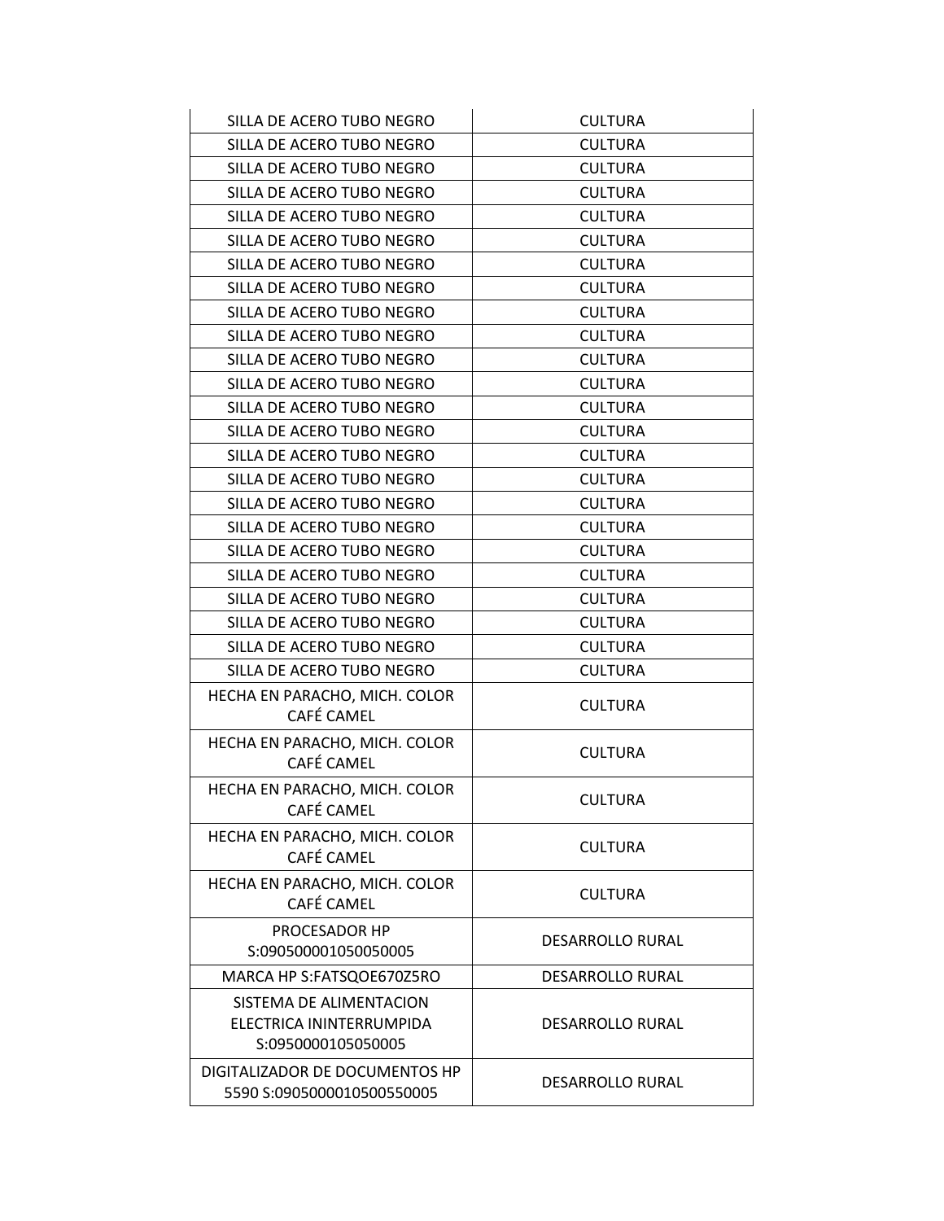| | |
|---|---|
| SILLA DE ACERO TUBO NEGRO | CULTURA |
| SILLA DE ACERO TUBO NEGRO | CULTURA |
| SILLA DE ACERO TUBO NEGRO | CULTURA |
| SILLA DE ACERO TUBO NEGRO | CULTURA |
| SILLA DE ACERO TUBO NEGRO | CULTURA |
| SILLA DE ACERO TUBO NEGRO | CULTURA |
| SILLA DE ACERO TUBO NEGRO | CULTURA |
| SILLA DE ACERO TUBO NEGRO | CULTURA |
| SILLA DE ACERO TUBO NEGRO | CULTURA |
| SILLA DE ACERO TUBO NEGRO | CULTURA |
| SILLA DE ACERO TUBO NEGRO | CULTURA |
| SILLA DE ACERO TUBO NEGRO | CULTURA |
| SILLA DE ACERO TUBO NEGRO | CULTURA |
| SILLA DE ACERO TUBO NEGRO | CULTURA |
| SILLA DE ACERO TUBO NEGRO | CULTURA |
| SILLA DE ACERO TUBO NEGRO | CULTURA |
| SILLA DE ACERO TUBO NEGRO | CULTURA |
| SILLA DE ACERO TUBO NEGRO | CULTURA |
| SILLA DE ACERO TUBO NEGRO | CULTURA |
| SILLA DE ACERO TUBO NEGRO | CULTURA |
| SILLA DE ACERO TUBO NEGRO | CULTURA |
| SILLA DE ACERO TUBO NEGRO | CULTURA |
| SILLA DE ACERO TUBO NEGRO | CULTURA |
| SILLA DE ACERO TUBO NEGRO | CULTURA |
| HECHA EN PARACHO, MICH. COLOR CAFÉ CAMEL | CULTURA |
| HECHA EN PARACHO, MICH. COLOR CAFÉ CAMEL | CULTURA |
| HECHA EN PARACHO, MICH. COLOR CAFÉ CAMEL | CULTURA |
| HECHA EN PARACHO, MICH. COLOR CAFÉ CAMEL | CULTURA |
| HECHA EN PARACHO, MICH. COLOR CAFÉ CAMEL | CULTURA |
| PROCESADOR HP S:090500001050050005 | DESARROLLO RURAL |
| MARCA HP S:FATSQOE670Z5RO | DESARROLLO RURAL |
| SISTEMA DE ALIMENTACION ELECTRICA ININTERRUMPIDA S:0950000105050005 | DESARROLLO RURAL |
| DIGITALIZADOR DE DOCUMENTOS HP 5590 S:0905000010500550005 | DESARROLLO RURAL |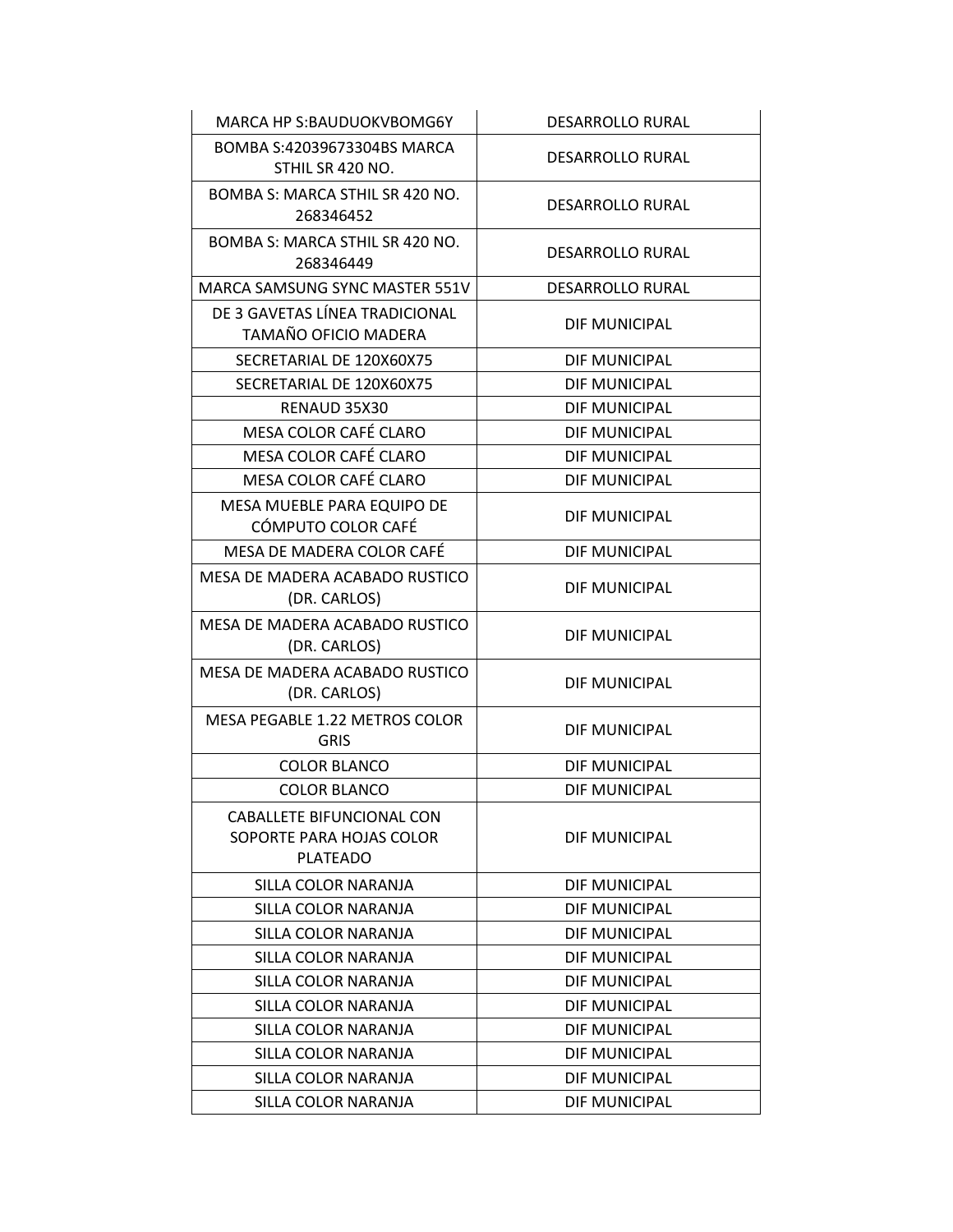| | |
|---|---|
| MARCA HP S:BAUDUOKVBOMG6Y | DESARROLLO RURAL |
| BOMBA S:42039673304BS MARCA STHIL SR 420 NO. | DESARROLLO RURAL |
| BOMBA S: MARCA STHIL SR 420 NO. 268346452 | DESARROLLO RURAL |
| BOMBA S: MARCA STHIL SR 420 NO. 268346449 | DESARROLLO RURAL |
| MARCA SAMSUNG SYNC MASTER 551V | DESARROLLO RURAL |
| DE 3 GAVETAS LÍNEA TRADICIONAL TAMAÑO OFICIO MADERA | DIF MUNICIPAL |
| SECRETARIAL DE 120X60X75 | DIF MUNICIPAL |
| SECRETARIAL DE 120X60X75 | DIF MUNICIPAL |
| RENAUD 35X30 | DIF MUNICIPAL |
| MESA COLOR CAFÉ CLARO | DIF MUNICIPAL |
| MESA COLOR CAFÉ CLARO | DIF MUNICIPAL |
| MESA COLOR CAFÉ CLARO | DIF MUNICIPAL |
| MESA MUEBLE PARA EQUIPO DE CÓMPUTO COLOR CAFÉ | DIF MUNICIPAL |
| MESA DE MADERA COLOR CAFÉ | DIF MUNICIPAL |
| MESA DE MADERA ACABADO RUSTICO (DR. CARLOS) | DIF MUNICIPAL |
| MESA DE MADERA ACABADO RUSTICO (DR. CARLOS) | DIF MUNICIPAL |
| MESA DE MADERA ACABADO RUSTICO (DR. CARLOS) | DIF MUNICIPAL |
| MESA PEGABLE 1.22 METROS COLOR GRIS | DIF MUNICIPAL |
| COLOR BLANCO | DIF MUNICIPAL |
| COLOR BLANCO | DIF MUNICIPAL |
| CABALLETE BIFUNCIONAL CON SOPORTE PARA HOJAS COLOR PLATEADO | DIF MUNICIPAL |
| SILLA COLOR NARANJA | DIF MUNICIPAL |
| SILLA COLOR NARANJA | DIF MUNICIPAL |
| SILLA COLOR NARANJA | DIF MUNICIPAL |
| SILLA COLOR NARANJA | DIF MUNICIPAL |
| SILLA COLOR NARANJA | DIF MUNICIPAL |
| SILLA COLOR NARANJA | DIF MUNICIPAL |
| SILLA COLOR NARANJA | DIF MUNICIPAL |
| SILLA COLOR NARANJA | DIF MUNICIPAL |
| SILLA COLOR NARANJA | DIF MUNICIPAL |
| SILLA COLOR NARANJA | DIF MUNICIPAL |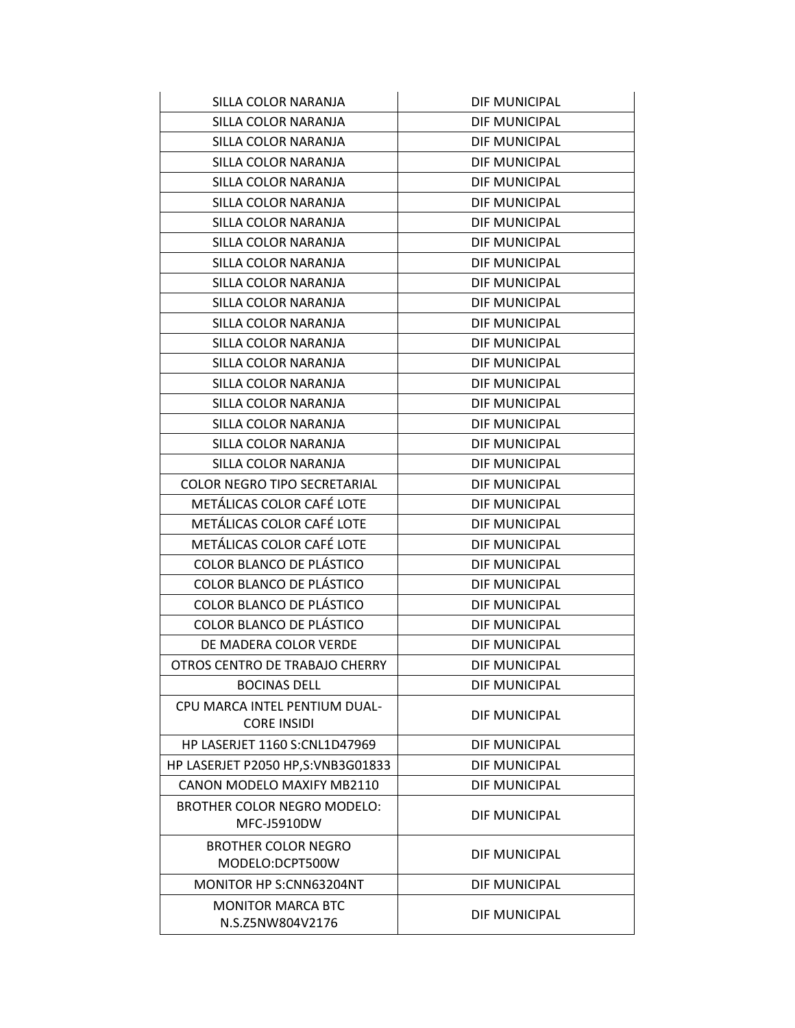| SILLA COLOR NARANJA | DIF MUNICIPAL |
| --- | --- |
| SILLA COLOR NARANJA | DIF MUNICIPAL |
| SILLA COLOR NARANJA | DIF MUNICIPAL |
| SILLA COLOR NARANJA | DIF MUNICIPAL |
| SILLA COLOR NARANJA | DIF MUNICIPAL |
| SILLA COLOR NARANJA | DIF MUNICIPAL |
| SILLA COLOR NARANJA | DIF MUNICIPAL |
| SILLA COLOR NARANJA | DIF MUNICIPAL |
| SILLA COLOR NARANJA | DIF MUNICIPAL |
| SILLA COLOR NARANJA | DIF MUNICIPAL |
| SILLA COLOR NARANJA | DIF MUNICIPAL |
| SILLA COLOR NARANJA | DIF MUNICIPAL |
| SILLA COLOR NARANJA | DIF MUNICIPAL |
| SILLA COLOR NARANJA | DIF MUNICIPAL |
| SILLA COLOR NARANJA | DIF MUNICIPAL |
| SILLA COLOR NARANJA | DIF MUNICIPAL |
| SILLA COLOR NARANJA | DIF MUNICIPAL |
| SILLA COLOR NARANJA | DIF MUNICIPAL |
| SILLA COLOR NARANJA | DIF MUNICIPAL |
| COLOR NEGRO TIPO SECRETARIAL | DIF MUNICIPAL |
| METÁLICAS COLOR CAFÉ LOTE | DIF MUNICIPAL |
| METÁLICAS COLOR CAFÉ LOTE | DIF MUNICIPAL |
| METÁLICAS COLOR CAFÉ LOTE | DIF MUNICIPAL |
| COLOR BLANCO DE PLÁSTICO | DIF MUNICIPAL |
| COLOR BLANCO DE PLÁSTICO | DIF MUNICIPAL |
| COLOR BLANCO DE PLÁSTICO | DIF MUNICIPAL |
| COLOR BLANCO DE PLÁSTICO | DIF MUNICIPAL |
| DE MADERA COLOR VERDE | DIF MUNICIPAL |
| OTROS CENTRO DE TRABAJO CHERRY | DIF MUNICIPAL |
| BOCINAS DELL | DIF MUNICIPAL |
| CPU MARCA INTEL PENTIUM DUAL-CORE INSIDI | DIF MUNICIPAL |
| HP LASERJET 1160 S:CNL1D47969 | DIF MUNICIPAL |
| HP LASERJET P2050 HP,S:VNB3G01833 | DIF MUNICIPAL |
| CANON MODELO MAXIFY MB2110 | DIF MUNICIPAL |
| BROTHER COLOR NEGRO MODELO: MFC-J5910DW | DIF MUNICIPAL |
| BROTHER COLOR NEGRO MODELO:DCPT500W | DIF MUNICIPAL |
| MONITOR HP S:CNN63204NT | DIF MUNICIPAL |
| MONITOR MARCA BTC N.S.Z5NW804V2176 | DIF MUNICIPAL |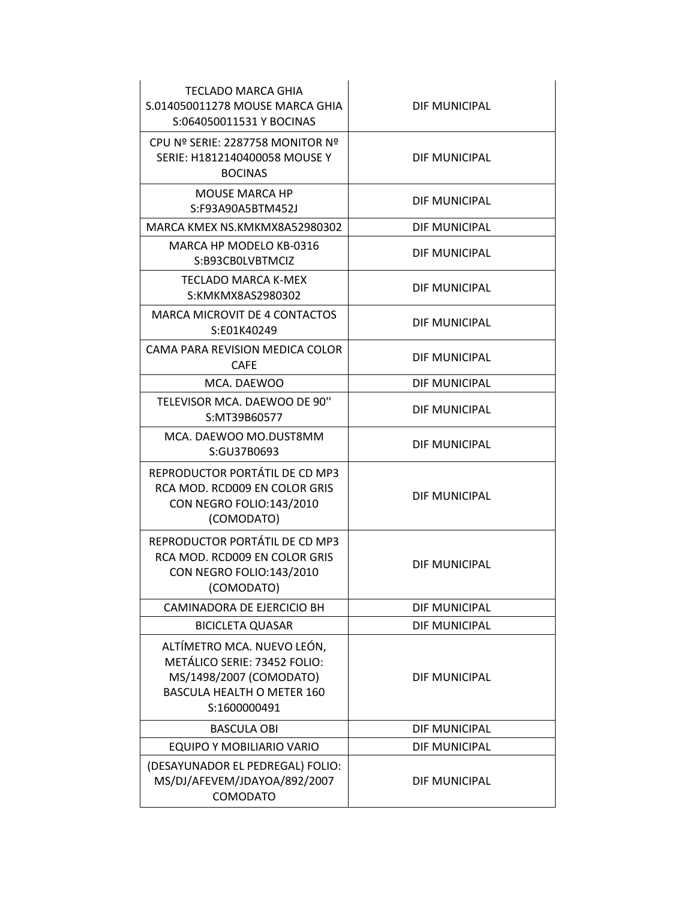| | |
|---|---|
| TECLADO MARCA GHIA S.014050011278 MOUSE MARCA GHIA S:064050011531 Y BOCINAS | DIF MUNICIPAL |
| CPU Nº SERIE: 2287758 MONITOR Nº SERIE: H1812140400058 MOUSE Y BOCINAS | DIF MUNICIPAL |
| MOUSE MARCA HP S:F93A90A5BTM452J | DIF MUNICIPAL |
| MARCA KMEX NS.KMKMX8A52980302 | DIF MUNICIPAL |
| MARCA HP MODELO KB-0316 S:B93CB0LVBTMCIZ | DIF MUNICIPAL |
| TECLADO MARCA K-MEX S:KMKMX8AS2980302 | DIF MUNICIPAL |
| MARCA MICROVIT DE 4 CONTACTOS S:E01K40249 | DIF MUNICIPAL |
| CAMA PARA REVISION MEDICA COLOR CAFE | DIF MUNICIPAL |
| MCA. DAEWOO | DIF MUNICIPAL |
| TELEVISOR MCA. DAEWOO DE 90'' S:MT39B60577 | DIF MUNICIPAL |
| MCA. DAEWOO MO.DUST8MM S:GU37B0693 | DIF MUNICIPAL |
| REPRODUCTOR PORTÁTIL DE CD MP3 RCA MOD. RCD009 EN COLOR GRIS CON NEGRO FOLIO:143/2010 (COMODATO) | DIF MUNICIPAL |
| REPRODUCTOR PORTÁTIL DE CD MP3 RCA MOD. RCD009 EN COLOR GRIS CON NEGRO FOLIO:143/2010 (COMODATO) | DIF MUNICIPAL |
| CAMINADORA DE EJERCICIO BH | DIF MUNICIPAL |
| BICICLETA QUASAR | DIF MUNICIPAL |
| ALTÍMETRO MCA. NUEVO LEÓN, METÁLICO SERIE: 73452 FOLIO: MS/1498/2007 (COMODATO) BASCULA HEALTH O METER 160 S:1600000491 | DIF MUNICIPAL |
| BASCULA OBI | DIF MUNICIPAL |
| EQUIPO Y MOBILIARIO VARIO | DIF MUNICIPAL |
| (DESAYUNADOR EL PEDREGAL) FOLIO: MS/DJ/AFEVEM/JDAYOA/892/2007 COMODATO | DIF MUNICIPAL |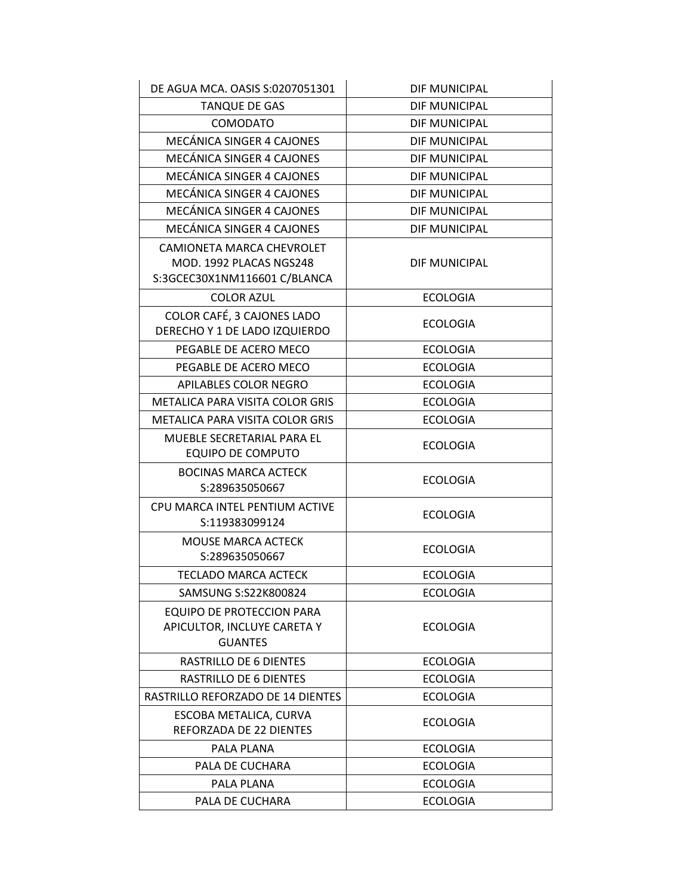| | |
|---|---|
| DE AGUA MCA. OASIS S:0207051301 | DIF MUNICIPAL |
| TANQUE DE GAS | DIF MUNICIPAL |
| COMODATO | DIF MUNICIPAL |
| MECÁNICA SINGER 4 CAJONES | DIF MUNICIPAL |
| MECÁNICA SINGER 4 CAJONES | DIF MUNICIPAL |
| MECÁNICA SINGER 4 CAJONES | DIF MUNICIPAL |
| MECÁNICA SINGER 4 CAJONES | DIF MUNICIPAL |
| MECÁNICA SINGER 4 CAJONES | DIF MUNICIPAL |
| MECÁNICA SINGER 4 CAJONES | DIF MUNICIPAL |
| CAMIONETA MARCA CHEVROLET MOD. 1992 PLACAS NGS248 S:3GCEC30X1NM116601 C/BLANCA | DIF MUNICIPAL |
| COLOR AZUL | ECOLOGIA |
| COLOR CAFÉ, 3 CAJONES LADO DERECHO Y 1 DE LADO IZQUIERDO | ECOLOGIA |
| PEGABLE DE ACERO MECO | ECOLOGIA |
| PEGABLE DE ACERO MECO | ECOLOGIA |
| APILABLES COLOR NEGRO | ECOLOGIA |
| METALICA PARA VISITA COLOR GRIS | ECOLOGIA |
| METALICA PARA VISITA COLOR GRIS | ECOLOGIA |
| MUEBLE SECRETARIAL PARA EL EQUIPO DE COMPUTO | ECOLOGIA |
| BOCINAS MARCA ACTECK S:289635050667 | ECOLOGIA |
| CPU MARCA INTEL PENTIUM ACTIVE S:119383099124 | ECOLOGIA |
| MOUSE MARCA ACTECK S:289635050667 | ECOLOGIA |
| TECLADO MARCA ACTECK | ECOLOGIA |
| SAMSUNG S:S22K800824 | ECOLOGIA |
| EQUIPO DE PROTECCION PARA APICULTOR, INCLUYE CARETA Y GUANTES | ECOLOGIA |
| RASTRILLO DE 6 DIENTES | ECOLOGIA |
| RASTRILLO DE 6 DIENTES | ECOLOGIA |
| RASTRILLO REFORZADO DE 14 DIENTES | ECOLOGIA |
| ESCOBA METALICA, CURVA REFORZADA DE 22 DIENTES | ECOLOGIA |
| PALA PLANA | ECOLOGIA |
| PALA DE CUCHARA | ECOLOGIA |
| PALA PLANA | ECOLOGIA |
| PALA DE CUCHARA | ECOLOGIA |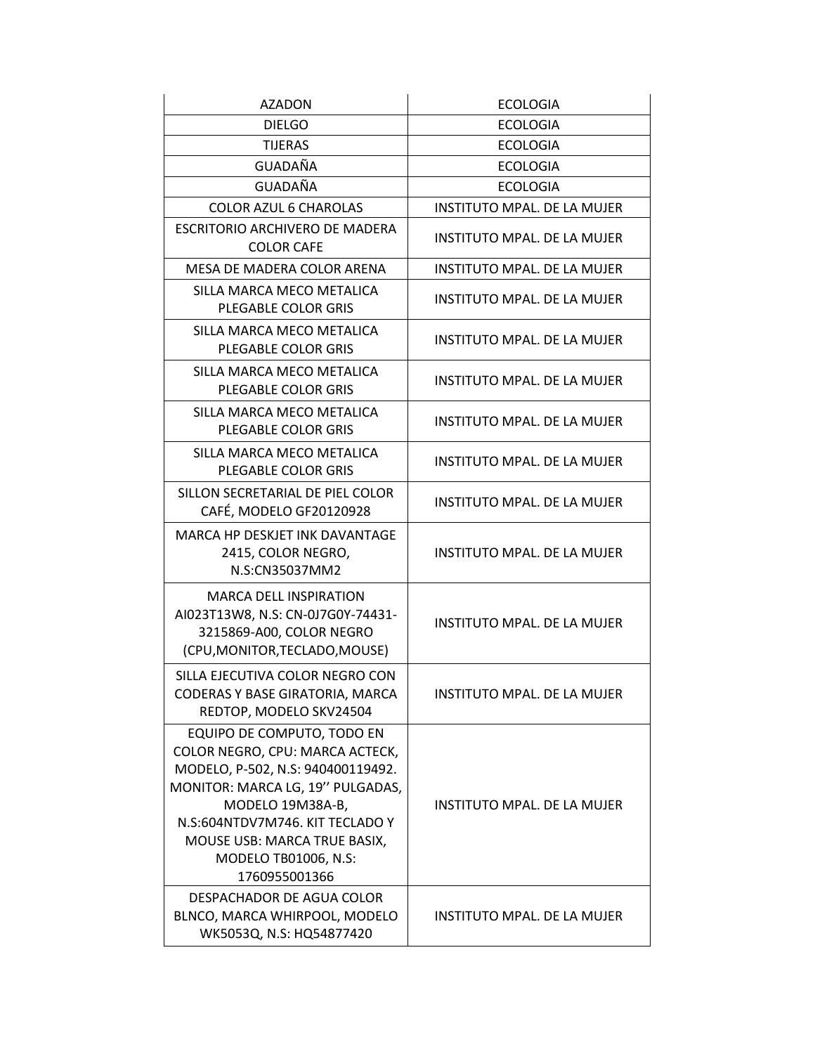| AZADON | ECOLOGIA |
| --- | --- |
| DIELGO | ECOLOGIA |
| TIJERAS | ECOLOGIA |
| GUADAÑA | ECOLOGIA |
| GUADAÑA | ECOLOGIA |
| COLOR AZUL 6 CHAROLAS | INSTITUTO MPAL. DE LA MUJER |
| ESCRITORIO ARCHIVERO DE MADERA COLOR CAFE | INSTITUTO MPAL. DE LA MUJER |
| MESA DE MADERA COLOR ARENA | INSTITUTO MPAL. DE LA MUJER |
| SILLA MARCA MECO METALICA PLEGABLE COLOR GRIS | INSTITUTO MPAL. DE LA MUJER |
| SILLA MARCA MECO METALICA PLEGABLE COLOR GRIS | INSTITUTO MPAL. DE LA MUJER |
| SILLA MARCA MECO METALICA PLEGABLE COLOR GRIS | INSTITUTO MPAL. DE LA MUJER |
| SILLA MARCA MECO METALICA PLEGABLE COLOR GRIS | INSTITUTO MPAL. DE LA MUJER |
| SILLA MARCA MECO METALICA PLEGABLE COLOR GRIS | INSTITUTO MPAL. DE LA MUJER |
| SILLON SECRETARIAL DE PIEL COLOR CAFÉ, MODELO GF20120928 | INSTITUTO MPAL. DE LA MUJER |
| MARCA HP DESKJET INK DAVANTAGE 2415, COLOR NEGRO, N.S:CN35037MM2 | INSTITUTO MPAL. DE LA MUJER |
| MARCA DELL INSPIRATION AI023T13W8, N.S: CN-0J7G0Y-74431-3215869-A00, COLOR NEGRO (CPU,MONITOR,TECLADO,MOUSE) | INSTITUTO MPAL. DE LA MUJER |
| SILLA EJECUTIVA COLOR NEGRO CON CODERAS Y BASE GIRATORIA, MARCA REDTOP, MODELO SKV24504 | INSTITUTO MPAL. DE LA MUJER |
| EQUIPO DE COMPUTO, TODO EN COLOR NEGRO, CPU: MARCA ACTECK, MODELO, P-502, N.S: 940400119492. MONITOR: MARCA LG, 19'' PULGADAS, MODELO 19M38A-B, N.S:604NTDV7M746. KIT TECLADO Y MOUSE USB: MARCA TRUE BASIX, MODELO TB01006, N.S: 1760955001366 | INSTITUTO MPAL. DE LA MUJER |
| DESPACHADOR DE AGUA COLOR BLNCO, MARCA WHIRPOOL, MODELO WK5053Q, N.S: HQ54877420 | INSTITUTO MPAL. DE LA MUJER |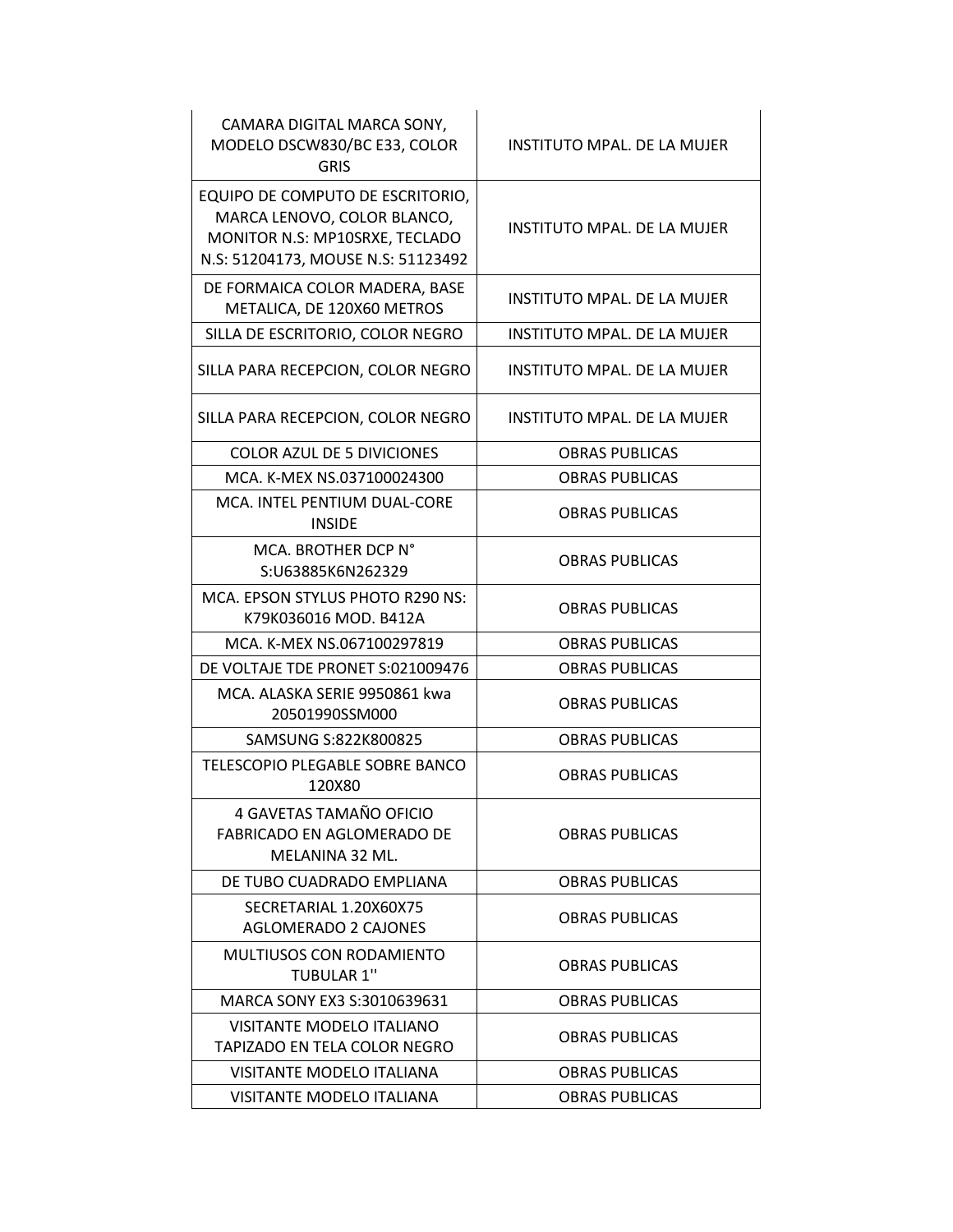| | |
|---|---|
| CAMARA DIGITAL MARCA SONY, MODELO DSCW830/BC E33, COLOR GRIS | INSTITUTO MPAL. DE LA MUJER |
| EQUIPO DE COMPUTO DE ESCRITORIO, MARCA LENOVO, COLOR BLANCO, MONITOR N.S: MP10SRXE, TECLADO N.S: 51204173, MOUSE N.S: 51123492 | INSTITUTO MPAL. DE LA MUJER |
| DE FORMAICA COLOR MADERA, BASE METALICA, DE 120X60 METROS | INSTITUTO MPAL. DE LA MUJER |
| SILLA DE ESCRITORIO, COLOR NEGRO | INSTITUTO MPAL. DE LA MUJER |
| SILLA PARA RECEPCION, COLOR NEGRO | INSTITUTO MPAL. DE LA MUJER |
| SILLA PARA RECEPCION, COLOR NEGRO | INSTITUTO MPAL. DE LA MUJER |
| COLOR AZUL DE 5 DIVICIONES | OBRAS PUBLICAS |
| MCA. K-MEX NS.037100024300 | OBRAS PUBLICAS |
| MCA. INTEL PENTIUM DUAL-CORE INSIDE | OBRAS PUBLICAS |
| MCA. BROTHER DCP N° S:U63885K6N262329 | OBRAS PUBLICAS |
| MCA. EPSON STYLUS PHOTO R290 NS: K79K036016 MOD. B412A | OBRAS PUBLICAS |
| MCA. K-MEX NS.067100297819 | OBRAS PUBLICAS |
| DE VOLTAJE TDE PRONET S:021009476 | OBRAS PUBLICAS |
| MCA. ALASKA SERIE 9950861 kwa 20501990SSM000 | OBRAS PUBLICAS |
| SAMSUNG S:822K800825 | OBRAS PUBLICAS |
| TELESCOPIO PLEGABLE SOBRE BANCO 120X80 | OBRAS PUBLICAS |
| 4 GAVETAS TAMAÑO OFICIO FABRICADO EN AGLOMERADO DE MELANINA 32 ML. | OBRAS PUBLICAS |
| DE TUBO CUADRADO EMPLIANA | OBRAS PUBLICAS |
| SECRETARIAL 1.20X60X75 AGLOMERADO 2 CAJONES | OBRAS PUBLICAS |
| MULTIUSOS CON RODAMIENTO TUBULAR 1'' | OBRAS PUBLICAS |
| MARCA SONY EX3 S:3010639631 | OBRAS PUBLICAS |
| VISITANTE MODELO ITALIANO TAPIZADO EN TELA COLOR NEGRO | OBRAS PUBLICAS |
| VISITANTE MODELO ITALIANA | OBRAS PUBLICAS |
| VISITANTE MODELO ITALIANA | OBRAS PUBLICAS |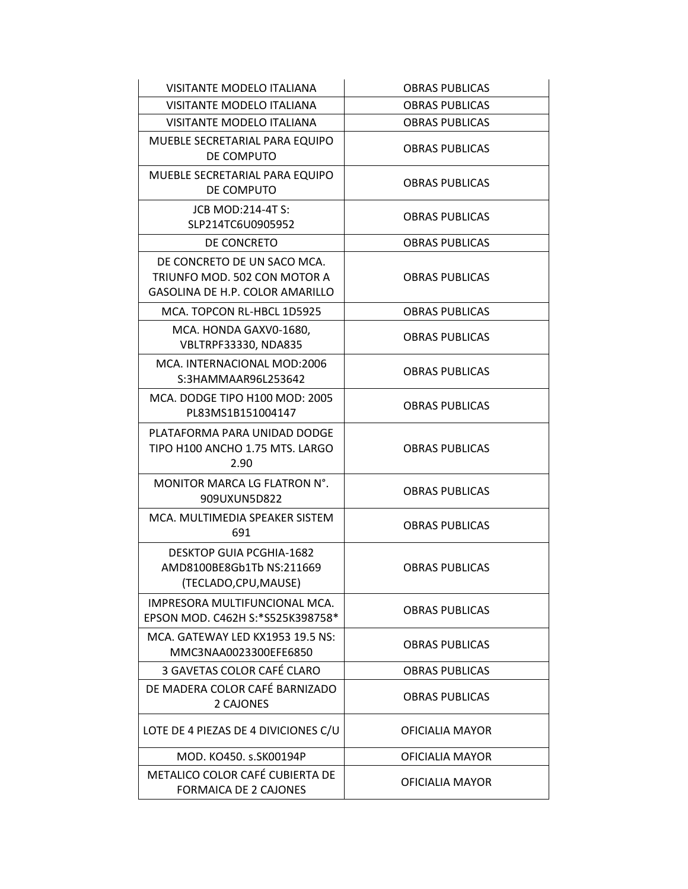| | |
|---|---|
| VISITANTE MODELO ITALIANA | OBRAS PUBLICAS |
| VISITANTE MODELO ITALIANA | OBRAS PUBLICAS |
| VISITANTE MODELO ITALIANA | OBRAS PUBLICAS |
| MUEBLE SECRETARIAL PARA EQUIPO DE COMPUTO | OBRAS PUBLICAS |
| MUEBLE SECRETARIAL PARA EQUIPO DE COMPUTO | OBRAS PUBLICAS |
| JCB MOD:214-4T S: SLP214TC6U0905952 | OBRAS PUBLICAS |
| DE CONCRETO | OBRAS PUBLICAS |
| DE CONCRETO DE UN SACO MCA. TRIUNFO MOD. 502 CON MOTOR A GASOLINA DE H.P. COLOR AMARILLO | OBRAS PUBLICAS |
| MCA. TOPCON RL-HBCL 1D5925 | OBRAS PUBLICAS |
| MCA. HONDA GAXV0-1680, VBLTRPF33330, NDA835 | OBRAS PUBLICAS |
| MCA. INTERNACIONAL MOD:2006 S:3HAMMAAR96L253642 | OBRAS PUBLICAS |
| MCA. DODGE TIPO H100 MOD: 2005 PL83MS1B151004147 | OBRAS PUBLICAS |
| PLATAFORMA PARA UNIDAD DODGE TIPO H100 ANCHO 1.75 MTS. LARGO 2.90 | OBRAS PUBLICAS |
| MONITOR MARCA LG FLATRON N°. 909UXUN5D822 | OBRAS PUBLICAS |
| MCA. MULTIMEDIA SPEAKER SISTEM 691 | OBRAS PUBLICAS |
| DESKTOP GUIA PCGHIA-1682 AMD8100BE8Gb1Tb NS:211669 (TECLADO,CPU,MAUSE) | OBRAS PUBLICAS |
| IMPRESORA MULTIFUNCIONAL MCA. EPSON MOD. C462H S:*S525K398758* | OBRAS PUBLICAS |
| MCA. GATEWAY LED KX1953 19.5 NS: MMC3NAA0023300EFE6850 | OBRAS PUBLICAS |
| 3 GAVETAS COLOR CAFÉ CLARO | OBRAS PUBLICAS |
| DE MADERA COLOR CAFÉ BARNIZADO 2 CAJONES | OBRAS PUBLICAS |
| LOTE DE 4 PIEZAS DE 4 DIVICIONES C/U | OFICIALIA MAYOR |
| MOD. KO450. s.SK00194P | OFICIALIA MAYOR |
| METALICO COLOR CAFÉ CUBIERTA DE FORMAICA DE 2 CAJONES | OFICIALIA MAYOR |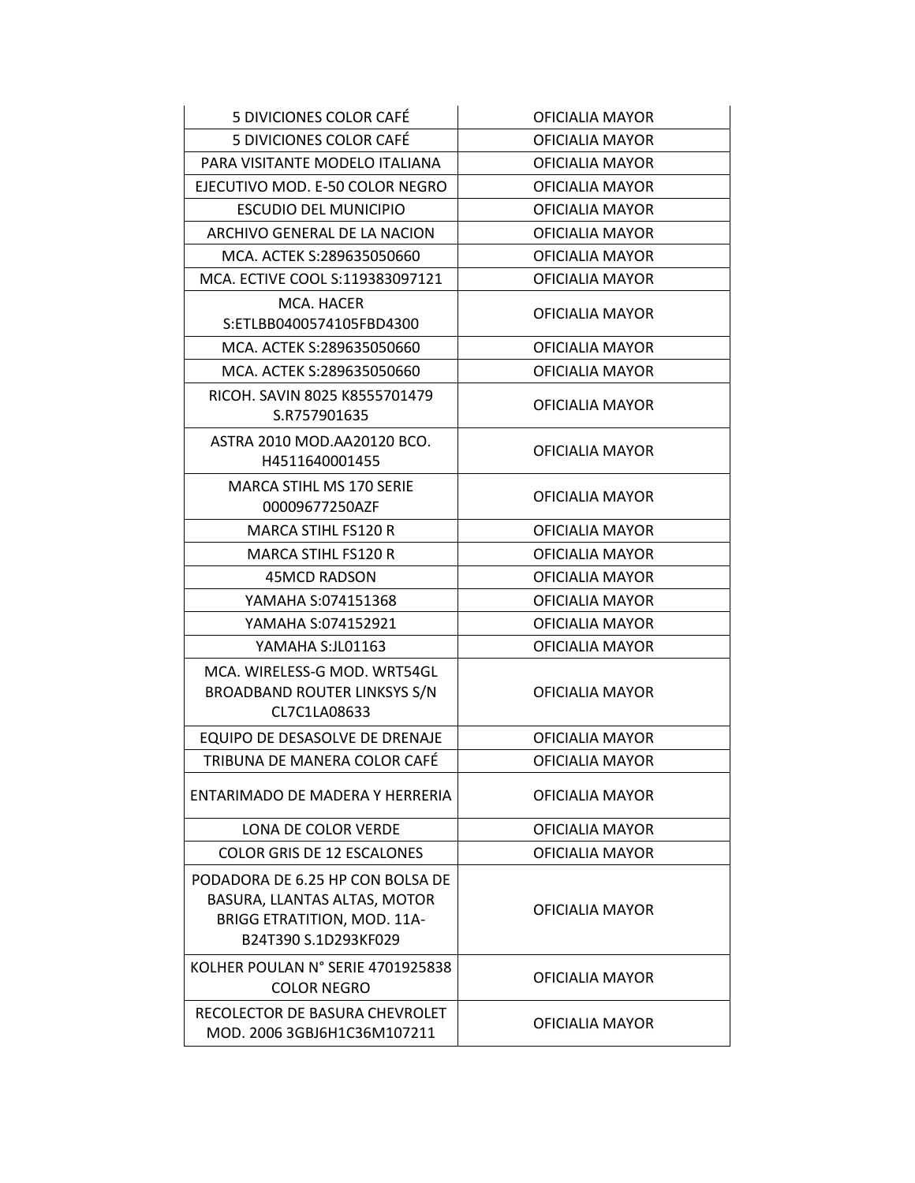| 5 DIVICIONES COLOR CAFÉ | OFICIALIA MAYOR |
|---|---|
| 5 DIVICIONES COLOR CAFÉ | OFICIALIA MAYOR |
| PARA VISITANTE MODELO ITALIANA | OFICIALIA MAYOR |
| EJECUTIVO MOD. E-50 COLOR NEGRO | OFICIALIA MAYOR |
| ESCUDIO DEL MUNICIPIO | OFICIALIA MAYOR |
| ARCHIVO GENERAL DE LA NACION | OFICIALIA MAYOR |
| MCA. ACTEK S:289635050660 | OFICIALIA MAYOR |
| MCA. ECTIVE COOL S:119383097121 | OFICIALIA MAYOR |
| MCA. HACER S:ETLBB0400574105FBD4300 | OFICIALIA MAYOR |
| MCA. ACTEK S:289635050660 | OFICIALIA MAYOR |
| MCA. ACTEK S:289635050660 | OFICIALIA MAYOR |
| RICOH. SAVIN 8025 K8555701479 S.R757901635 | OFICIALIA MAYOR |
| ASTRA 2010 MOD.AA20120 BCO. H4511640001455 | OFICIALIA MAYOR |
| MARCA STIHL MS 170 SERIE 00009677250AZF | OFICIALIA MAYOR |
| MARCA STIHL FS120 R | OFICIALIA MAYOR |
| MARCA STIHL FS120 R | OFICIALIA MAYOR |
| 45MCD RADSON | OFICIALIA MAYOR |
| YAMAHA S:074151368 | OFICIALIA MAYOR |
| YAMAHA S:074152921 | OFICIALIA MAYOR |
| YAMAHA S:JL01163 | OFICIALIA MAYOR |
| MCA. WIRELESS-G MOD. WRT54GL BROADBAND ROUTER LINKSYS S/N CL7C1LA08633 | OFICIALIA MAYOR |
| EQUIPO DE DESASOLVE DE DRENAJE | OFICIALIA MAYOR |
| TRIBUNA DE MANERA COLOR CAFÉ | OFICIALIA MAYOR |
| ENTARIMADO DE MADERA Y HERRERIA | OFICIALIA MAYOR |
| LONA DE COLOR VERDE | OFICIALIA MAYOR |
| COLOR GRIS DE 12 ESCALONES | OFICIALIA MAYOR |
| PODADORA DE 6.25 HP CON BOLSA DE BASURA, LLANTAS ALTAS, MOTOR BRIGG ETRATITION, MOD. 11A-B24T390 S.1D293KF029 | OFICIALIA MAYOR |
| KOLHER POULAN N° SERIE 4701925838 COLOR NEGRO | OFICIALIA MAYOR |
| RECOLECTOR DE BASURA CHEVROLET MOD. 2006 3GBJ6H1C36M107211 | OFICIALIA MAYOR |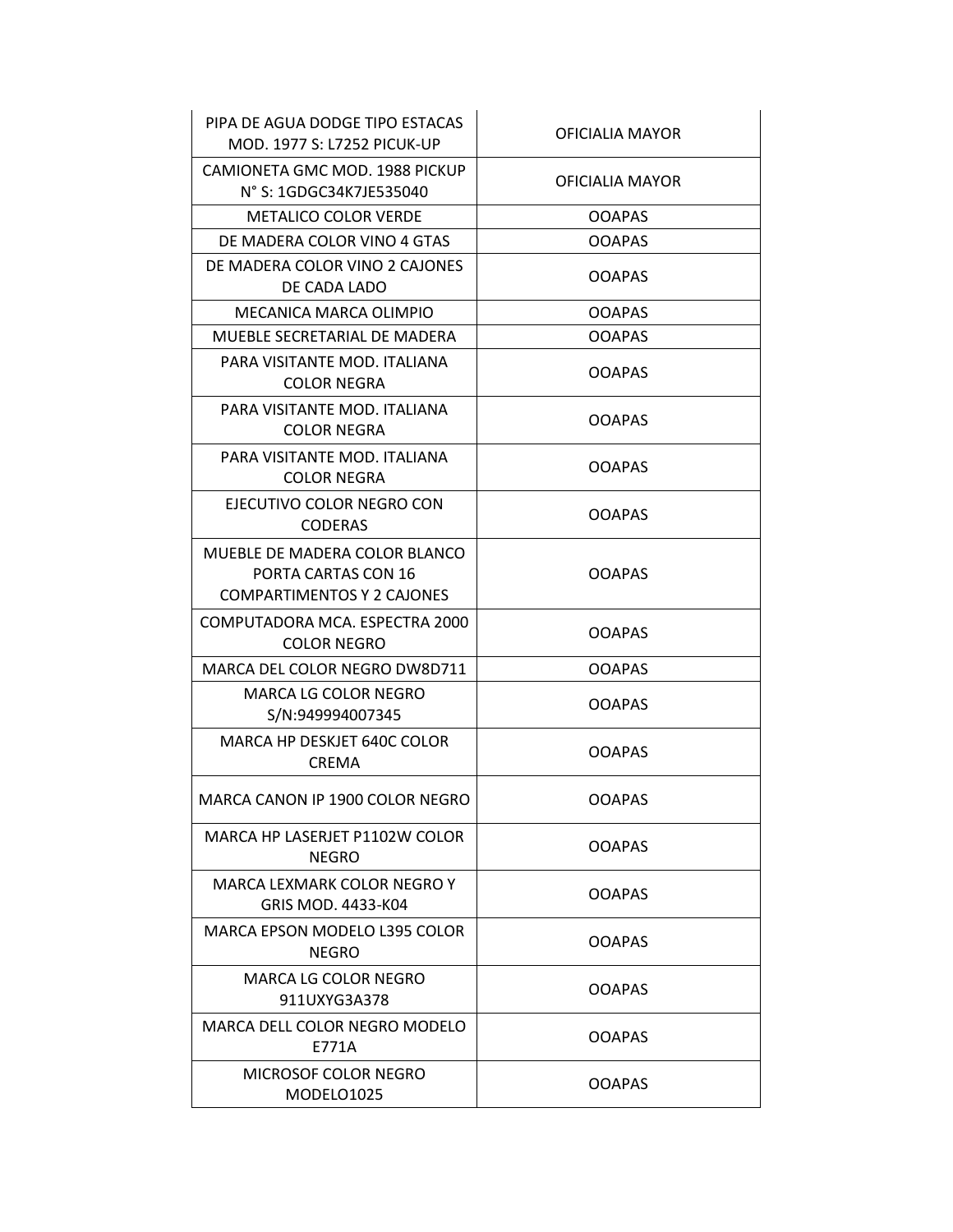| | |
|---|---|
| PIPA DE AGUA DODGE TIPO ESTACAS MOD. 1977 S: L7252 PICUK-UP | OFICIALIA MAYOR |
| CAMIONETA GMC MOD. 1988 PICKUP N° S: 1GDGC34K7JE535040 | OFICIALIA MAYOR |
| METALICO COLOR VERDE | OOAPAS |
| DE MADERA COLOR VINO 4 GTAS | OOAPAS |
| DE MADERA COLOR VINO 2 CAJONES DE CADA LADO | OOAPAS |
| MECANICA MARCA OLIMPIO | OOAPAS |
| MUEBLE SECRETARIAL DE MADERA | OOAPAS |
| PARA VISITANTE MOD. ITALIANA COLOR NEGRA | OOAPAS |
| PARA VISITANTE MOD. ITALIANA COLOR NEGRA | OOAPAS |
| PARA VISITANTE MOD. ITALIANA COLOR NEGRA | OOAPAS |
| EJECUTIVO COLOR NEGRO CON CODERAS | OOAPAS |
| MUEBLE DE MADERA COLOR BLANCO PORTA CARTAS CON 16 COMPARTIMENTOS Y 2 CAJONES | OOAPAS |
| COMPUTADORA MCA. ESPECTRA 2000 COLOR NEGRO | OOAPAS |
| MARCA DEL COLOR NEGRO DW8D711 | OOAPAS |
| MARCA LG COLOR NEGRO S/N:949994007345 | OOAPAS |
| MARCA HP DESKJET 640C COLOR CREMA | OOAPAS |
| MARCA CANON IP 1900 COLOR NEGRO | OOAPAS |
| MARCA HP LASERJET P1102W COLOR NEGRO | OOAPAS |
| MARCA LEXMARK COLOR NEGRO Y GRIS MOD. 4433-K04 | OOAPAS |
| MARCA EPSON MODELO L395 COLOR NEGRO | OOAPAS |
| MARCA LG COLOR NEGRO 911UXYG3A378 | OOAPAS |
| MARCA DELL COLOR NEGRO MODELO E771A | OOAPAS |
| MICROSOF COLOR NEGRO MODELO1025 | OOAPAS |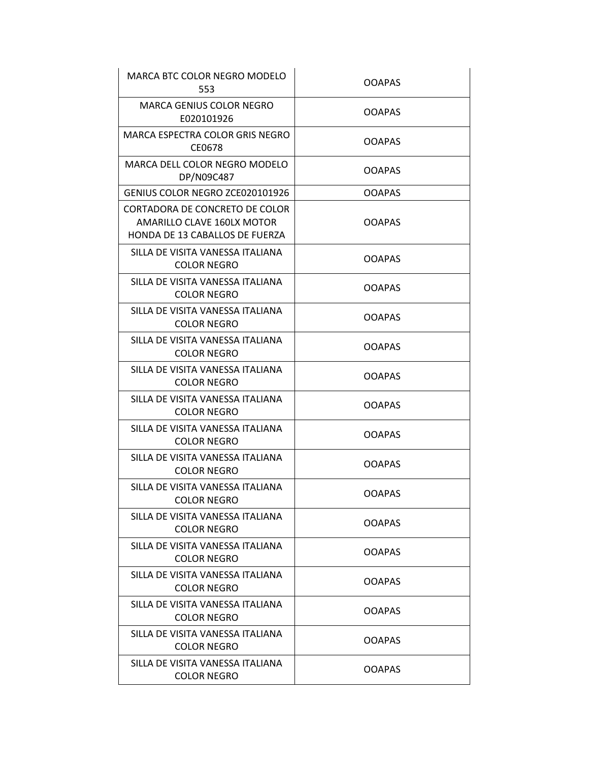| | |
|---|---|
| MARCA BTC COLOR NEGRO MODELO 553 | OOAPAS |
| MARCA GENIUS COLOR NEGRO E020101926 | OOAPAS |
| MARCA ESPECTRA COLOR GRIS NEGRO CE0678 | OOAPAS |
| MARCA DELL COLOR NEGRO MODELO DP/N09C487 | OOAPAS |
| GENIUS COLOR NEGRO ZCE020101926 | OOAPAS |
| CORTADORA DE CONCRETO DE COLOR AMARILLO CLAVE 160LX MOTOR HONDA DE 13 CABALLOS DE FUERZA | OOAPAS |
| SILLA DE VISITA VANESSA ITALIANA COLOR NEGRO | OOAPAS |
| SILLA DE VISITA VANESSA ITALIANA COLOR NEGRO | OOAPAS |
| SILLA DE VISITA VANESSA ITALIANA COLOR NEGRO | OOAPAS |
| SILLA DE VISITA VANESSA ITALIANA COLOR NEGRO | OOAPAS |
| SILLA DE VISITA VANESSA ITALIANA COLOR NEGRO | OOAPAS |
| SILLA DE VISITA VANESSA ITALIANA COLOR NEGRO | OOAPAS |
| SILLA DE VISITA VANESSA ITALIANA COLOR NEGRO | OOAPAS |
| SILLA DE VISITA VANESSA ITALIANA COLOR NEGRO | OOAPAS |
| SILLA DE VISITA VANESSA ITALIANA COLOR NEGRO | OOAPAS |
| SILLA DE VISITA VANESSA ITALIANA COLOR NEGRO | OOAPAS |
| SILLA DE VISITA VANESSA ITALIANA COLOR NEGRO | OOAPAS |
| SILLA DE VISITA VANESSA ITALIANA COLOR NEGRO | OOAPAS |
| SILLA DE VISITA VANESSA ITALIANA COLOR NEGRO | OOAPAS |
| SILLA DE VISITA VANESSA ITALIANA COLOR NEGRO | OOAPAS |
| SILLA DE VISITA VANESSA ITALIANA COLOR NEGRO | OOAPAS |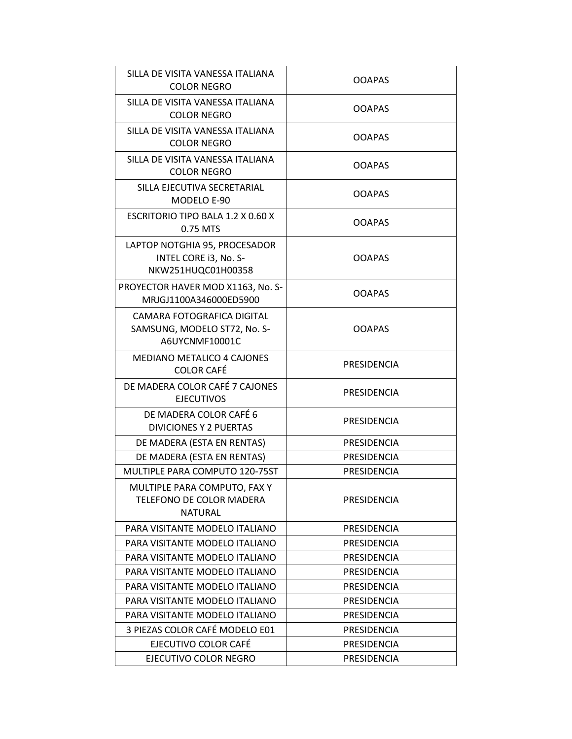| | |
|---|---|
| SILLA DE VISITA VANESSA ITALIANA COLOR NEGRO | OOAPAS |
| SILLA DE VISITA VANESSA ITALIANA COLOR NEGRO | OOAPAS |
| SILLA DE VISITA VANESSA ITALIANA COLOR NEGRO | OOAPAS |
| SILLA DE VISITA VANESSA ITALIANA COLOR NEGRO | OOAPAS |
| SILLA EJECUTIVA SECRETARIAL MODELO E-90 | OOAPAS |
| ESCRITORIO TIPO BALA 1.2 X 0.60 X 0.75 MTS | OOAPAS |
| LAPTOP NOTGHIA 95, PROCESADOR INTEL CORE i3, No. S-NKW251HUQC01H00358 | OOAPAS |
| PROYECTOR HAVER MOD X1163, No. S-MRJGJ1100A346000ED5900 | OOAPAS |
| CAMARA FOTOGRAFICA DIGITAL SAMSUNG, MODELO ST72, No. S-A6UYCNMF10001C | OOAPAS |
| MEDIANO METALICO 4 CAJONES COLOR CAFÉ | PRESIDENCIA |
| DE MADERA COLOR CAFÉ 7 CAJONES EJECUTIVOS | PRESIDENCIA |
| DE MADERA COLOR CAFÉ 6 DIVICIONES Y 2 PUERTAS | PRESIDENCIA |
| DE MADERA (ESTA EN RENTAS) | PRESIDENCIA |
| DE MADERA (ESTA EN RENTAS) | PRESIDENCIA |
| MULTIPLE PARA COMPUTO 120-75ST | PRESIDENCIA |
| MULTIPLE PARA COMPUTO, FAX Y TELEFONO DE COLOR MADERA NATURAL | PRESIDENCIA |
| PARA VISITANTE MODELO ITALIANO | PRESIDENCIA |
| PARA VISITANTE MODELO ITALIANO | PRESIDENCIA |
| PARA VISITANTE MODELO ITALIANO | PRESIDENCIA |
| PARA VISITANTE MODELO ITALIANO | PRESIDENCIA |
| PARA VISITANTE MODELO ITALIANO | PRESIDENCIA |
| PARA VISITANTE MODELO ITALIANO | PRESIDENCIA |
| PARA VISITANTE MODELO ITALIANO | PRESIDENCIA |
| 3 PIEZAS COLOR CAFÉ MODELO E01 | PRESIDENCIA |
| EJECUTIVO COLOR CAFÉ | PRESIDENCIA |
| EJECUTIVO COLOR NEGRO | PRESIDENCIA |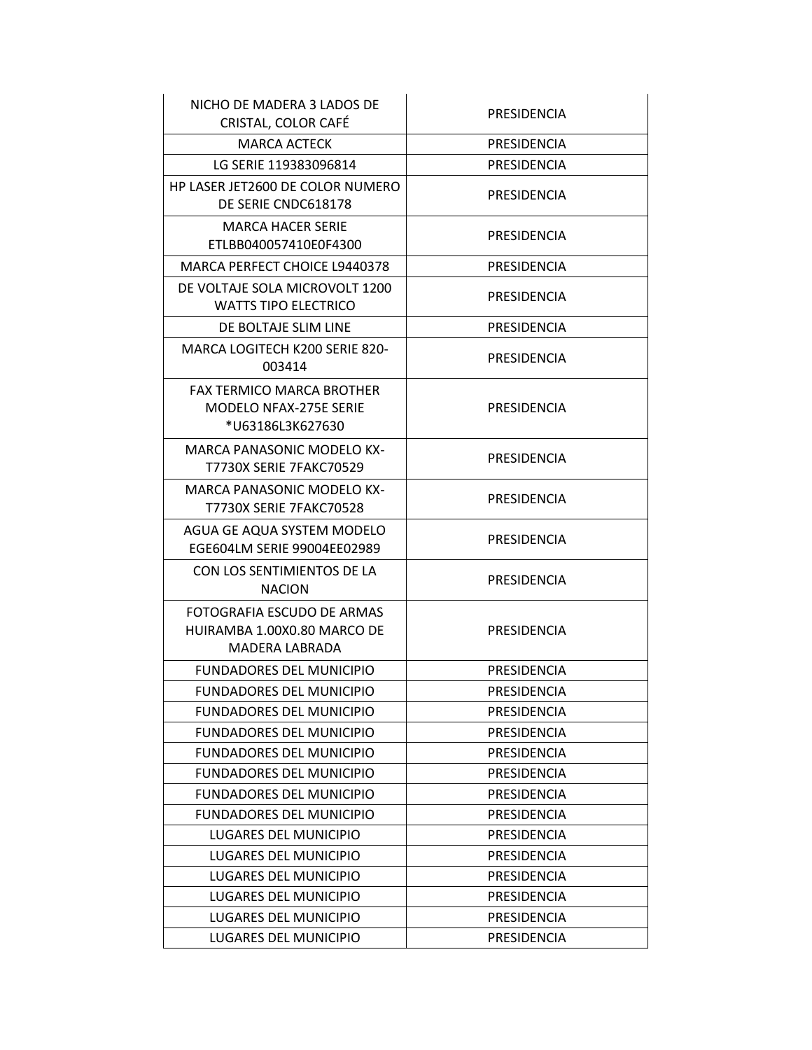| NICHO DE MADERA 3 LADOS DE CRISTAL, COLOR CAFÉ | PRESIDENCIA |
|---|---|
| MARCA ACTECK | PRESIDENCIA |
| LG SERIE 119383096814 | PRESIDENCIA |
| HP LASER JET2600 DE COLOR NUMERO DE SERIE CNDC618178 | PRESIDENCIA |
| MARCA HACER SERIE ETLBB040057410E0F4300 | PRESIDENCIA |
| MARCA PERFECT CHOICE L9440378 | PRESIDENCIA |
| DE VOLTAJE SOLA MICROVOLT 1200 WATTS TIPO ELECTRICO | PRESIDENCIA |
| DE BOLTAJE SLIM LINE | PRESIDENCIA |
| MARCA LOGITECH K200 SERIE 820-003414 | PRESIDENCIA |
| FAX TERMICO MARCA BROTHER MODELO NFAX-275E SERIE *U63186L3K627630 | PRESIDENCIA |
| MARCA PANASONIC MODELO KX-T7730X SERIE 7FAKC70529 | PRESIDENCIA |
| MARCA PANASONIC MODELO KX-T7730X SERIE 7FAKC70528 | PRESIDENCIA |
| AGUA GE AQUA SYSTEM MODELO EGE604LM SERIE 99004EE02989 | PRESIDENCIA |
| CON LOS SENTIMIENTOS DE LA NACION | PRESIDENCIA |
| FOTOGRAFIA ESCUDO DE ARMAS HUIRAMBA 1.00X0.80 MARCO DE MADERA LABRADA | PRESIDENCIA |
| FUNDADORES DEL MUNICIPIO | PRESIDENCIA |
| FUNDADORES DEL MUNICIPIO | PRESIDENCIA |
| FUNDADORES DEL MUNICIPIO | PRESIDENCIA |
| FUNDADORES DEL MUNICIPIO | PRESIDENCIA |
| FUNDADORES DEL MUNICIPIO | PRESIDENCIA |
| FUNDADORES DEL MUNICIPIO | PRESIDENCIA |
| FUNDADORES DEL MUNICIPIO | PRESIDENCIA |
| FUNDADORES DEL MUNICIPIO | PRESIDENCIA |
| LUGARES DEL MUNICIPIO | PRESIDENCIA |
| LUGARES DEL MUNICIPIO | PRESIDENCIA |
| LUGARES DEL MUNICIPIO | PRESIDENCIA |
| LUGARES DEL MUNICIPIO | PRESIDENCIA |
| LUGARES DEL MUNICIPIO | PRESIDENCIA |
| LUGARES DEL MUNICIPIO | PRESIDENCIA |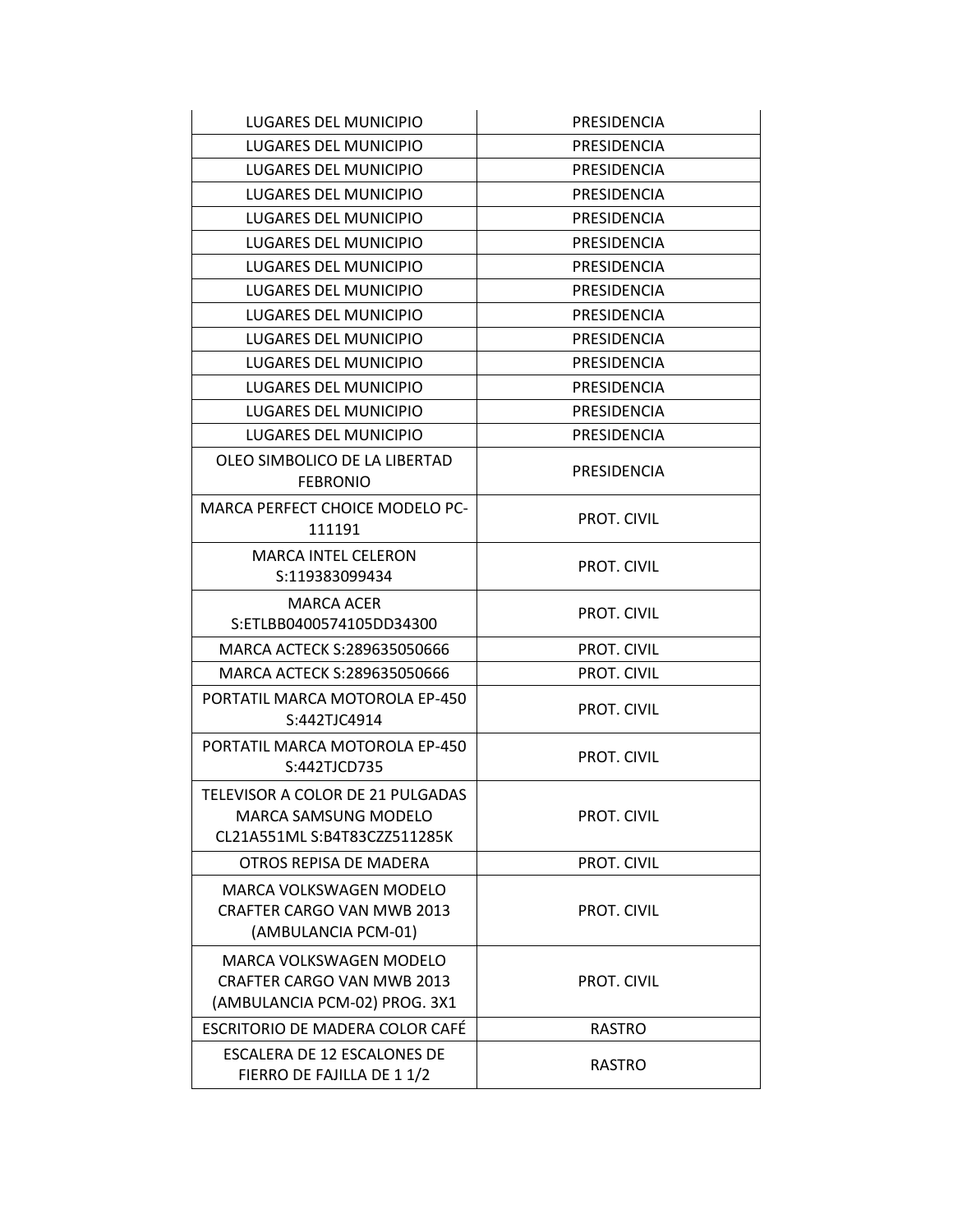| | |
|---|---|
| LUGARES DEL MUNICIPIO | PRESIDENCIA |
| LUGARES DEL MUNICIPIO | PRESIDENCIA |
| LUGARES DEL MUNICIPIO | PRESIDENCIA |
| LUGARES DEL MUNICIPIO | PRESIDENCIA |
| LUGARES DEL MUNICIPIO | PRESIDENCIA |
| LUGARES DEL MUNICIPIO | PRESIDENCIA |
| LUGARES DEL MUNICIPIO | PRESIDENCIA |
| LUGARES DEL MUNICIPIO | PRESIDENCIA |
| LUGARES DEL MUNICIPIO | PRESIDENCIA |
| LUGARES DEL MUNICIPIO | PRESIDENCIA |
| LUGARES DEL MUNICIPIO | PRESIDENCIA |
| LUGARES DEL MUNICIPIO | PRESIDENCIA |
| LUGARES DEL MUNICIPIO | PRESIDENCIA |
| LUGARES DEL MUNICIPIO | PRESIDENCIA |
| OLEO SIMBOLICO DE LA LIBERTAD FEBRONIO | PRESIDENCIA |
| MARCA PERFECT CHOICE MODELO PC-111191 | PROT. CIVIL |
| MARCA INTEL CELERON S:119383099434 | PROT. CIVIL |
| MARCA ACER S:ETLBB0400574105DD34300 | PROT. CIVIL |
| MARCA ACTECK S:289635050666 | PROT. CIVIL |
| MARCA ACTECK S:289635050666 | PROT. CIVIL |
| PORTATIL MARCA MOTOROLA EP-450 S:442TJC4914 | PROT. CIVIL |
| PORTATIL MARCA MOTOROLA EP-450 S:442TJCD735 | PROT. CIVIL |
| TELEVISOR A COLOR DE 21 PULGADAS MARCA SAMSUNG MODELO CL21A551ML S:B4T83CZZ511285K | PROT. CIVIL |
| OTROS REPISA DE MADERA | PROT. CIVIL |
| MARCA VOLKSWAGEN MODELO CRAFTER CARGO VAN MWB 2013 (AMBULANCIA PCM-01) | PROT. CIVIL |
| MARCA VOLKSWAGEN MODELO CRAFTER CARGO VAN MWB 2013 (AMBULANCIA PCM-02) PROG. 3X1 | PROT. CIVIL |
| ESCRITORIO DE MADERA COLOR CAFÉ | RASTRO |
| ESCALERA DE 12 ESCALONES DE FIERRO DE FAJILLA DE 1 1/2 | RASTRO |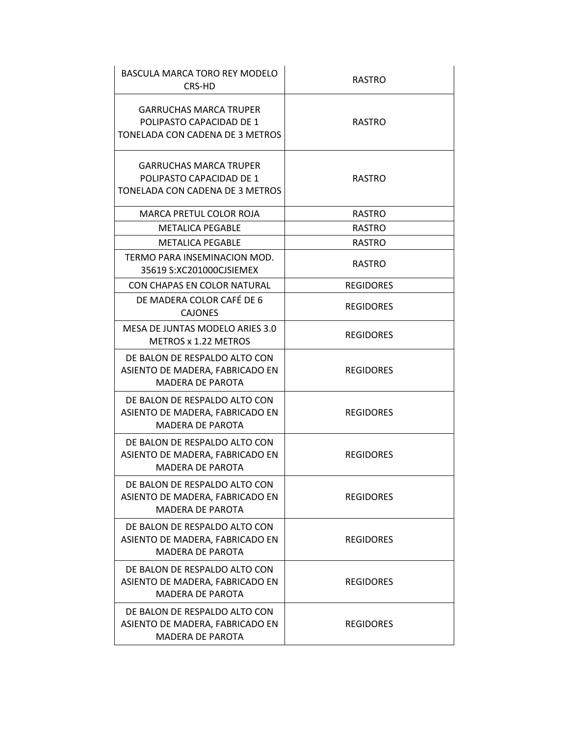| | |
|---|---|
| BASCULA MARCA TORO REY MODELO CRS-HD | RASTRO |
| GARRUCHAS MARCA TRUPER POLIPASTO CAPACIDAD DE 1 TONELADA CON CADENA DE 3 METROS | RASTRO |
| GARRUCHAS MARCA TRUPER POLIPASTO CAPACIDAD DE 1 TONELADA CON CADENA DE 3 METROS | RASTRO |
| MARCA PRETUL COLOR ROJA | RASTRO |
| METALICA PEGABLE | RASTRO |
| METALICA PEGABLE | RASTRO |
| TERMO PARA INSEMINACION MOD. 35619 S:XC201000CJSIEMEX | RASTRO |
| CON CHAPAS EN COLOR NATURAL | REGIDORES |
| DE MADERA COLOR CAFÉ DE 6 CAJONES | REGIDORES |
| MESA DE JUNTAS MODELO ARIES 3.0 METROS x 1.22 METROS | REGIDORES |
| DE BALON DE RESPALDO ALTO CON ASIENTO DE MADERA, FABRICADO EN MADERA DE PAROTA | REGIDORES |
| DE BALON DE RESPALDO ALTO CON ASIENTO DE MADERA, FABRICADO EN MADERA DE PAROTA | REGIDORES |
| DE BALON DE RESPALDO ALTO CON ASIENTO DE MADERA, FABRICADO EN MADERA DE PAROTA | REGIDORES |
| DE BALON DE RESPALDO ALTO CON ASIENTO DE MADERA, FABRICADO EN MADERA DE PAROTA | REGIDORES |
| DE BALON DE RESPALDO ALTO CON ASIENTO DE MADERA, FABRICADO EN MADERA DE PAROTA | REGIDORES |
| DE BALON DE RESPALDO ALTO CON ASIENTO DE MADERA, FABRICADO EN MADERA DE PAROTA | REGIDORES |
| DE BALON DE RESPALDO ALTO CON ASIENTO DE MADERA, FABRICADO EN MADERA DE PAROTA | REGIDORES |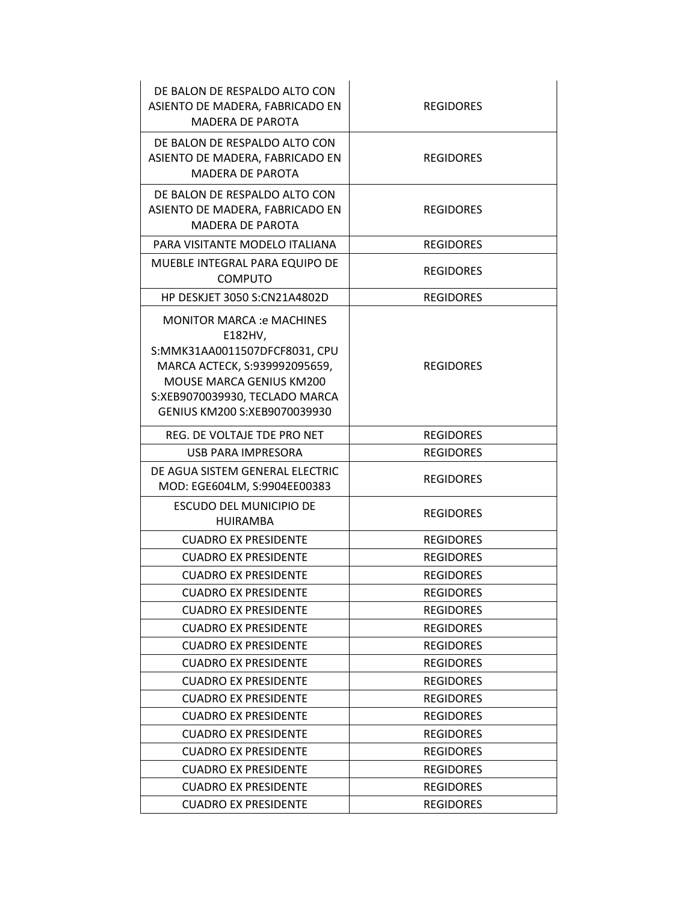| | |
|---|---|
| DE BALON DE RESPALDO ALTO CON ASIENTO DE MADERA, FABRICADO EN MADERA DE PAROTA | REGIDORES |
| DE BALON DE RESPALDO ALTO CON ASIENTO DE MADERA, FABRICADO EN MADERA DE PAROTA | REGIDORES |
| DE BALON DE RESPALDO ALTO CON ASIENTO DE MADERA, FABRICADO EN MADERA DE PAROTA | REGIDORES |
| PARA VISITANTE MODELO ITALIANA | REGIDORES |
| MUEBLE INTEGRAL PARA EQUIPO DE COMPUTO | REGIDORES |
| HP DESKJET 3050 S:CN21A4802D | REGIDORES |
| MONITOR MARCA :e MACHINES E182HV, S:MMK31AA0011507DFCF8031, CPU MARCA ACTECK, S:939992095659, MOUSE MARCA GENIUS KM200 S:XEB9070039930, TECLADO MARCA GENIUS KM200 S:XEB9070039930 | REGIDORES |
| REG. DE VOLTAJE TDE PRO NET | REGIDORES |
| USB PARA IMPRESORA | REGIDORES |
| DE AGUA SISTEM GENERAL ELECTRIC MOD: EGE604LM, S:9904EE00383 | REGIDORES |
| ESCUDO DEL MUNICIPIO DE HUIRAMBA | REGIDORES |
| CUADRO EX PRESIDENTE | REGIDORES |
| CUADRO EX PRESIDENTE | REGIDORES |
| CUADRO EX PRESIDENTE | REGIDORES |
| CUADRO EX PRESIDENTE | REGIDORES |
| CUADRO EX PRESIDENTE | REGIDORES |
| CUADRO EX PRESIDENTE | REGIDORES |
| CUADRO EX PRESIDENTE | REGIDORES |
| CUADRO EX PRESIDENTE | REGIDORES |
| CUADRO EX PRESIDENTE | REGIDORES |
| CUADRO EX PRESIDENTE | REGIDORES |
| CUADRO EX PRESIDENTE | REGIDORES |
| CUADRO EX PRESIDENTE | REGIDORES |
| CUADRO EX PRESIDENTE | REGIDORES |
| CUADRO EX PRESIDENTE | REGIDORES |
| CUADRO EX PRESIDENTE | REGIDORES |
| CUADRO EX PRESIDENTE | REGIDORES |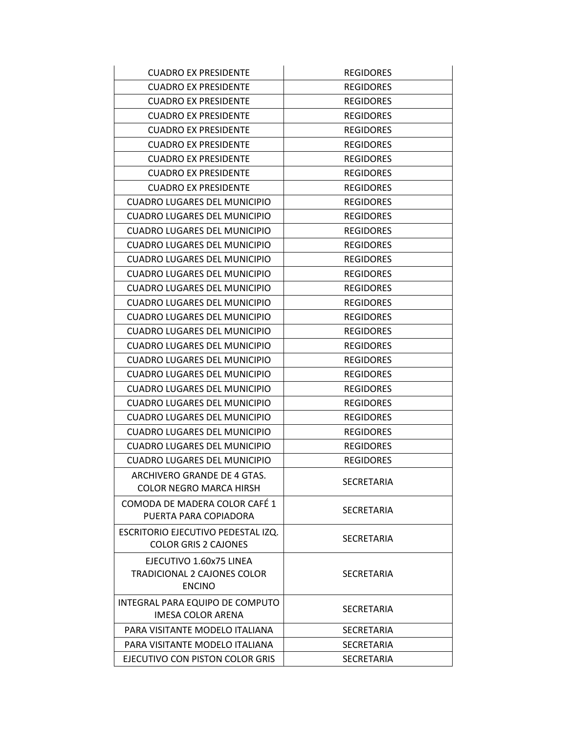| CUADRO EX PRESIDENTE | REGIDORES |
|---|---|
| CUADRO EX PRESIDENTE | REGIDORES |
| CUADRO EX PRESIDENTE | REGIDORES |
| CUADRO EX PRESIDENTE | REGIDORES |
| CUADRO EX PRESIDENTE | REGIDORES |
| CUADRO EX PRESIDENTE | REGIDORES |
| CUADRO EX PRESIDENTE | REGIDORES |
| CUADRO EX PRESIDENTE | REGIDORES |
| CUADRO EX PRESIDENTE | REGIDORES |
| CUADRO LUGARES DEL MUNICIPIO | REGIDORES |
| CUADRO LUGARES DEL MUNICIPIO | REGIDORES |
| CUADRO LUGARES DEL MUNICIPIO | REGIDORES |
| CUADRO LUGARES DEL MUNICIPIO | REGIDORES |
| CUADRO LUGARES DEL MUNICIPIO | REGIDORES |
| CUADRO LUGARES DEL MUNICIPIO | REGIDORES |
| CUADRO LUGARES DEL MUNICIPIO | REGIDORES |
| CUADRO LUGARES DEL MUNICIPIO | REGIDORES |
| CUADRO LUGARES DEL MUNICIPIO | REGIDORES |
| CUADRO LUGARES DEL MUNICIPIO | REGIDORES |
| CUADRO LUGARES DEL MUNICIPIO | REGIDORES |
| CUADRO LUGARES DEL MUNICIPIO | REGIDORES |
| CUADRO LUGARES DEL MUNICIPIO | REGIDORES |
| CUADRO LUGARES DEL MUNICIPIO | REGIDORES |
| CUADRO LUGARES DEL MUNICIPIO | REGIDORES |
| CUADRO LUGARES DEL MUNICIPIO | REGIDORES |
| CUADRO LUGARES DEL MUNICIPIO | REGIDORES |
| CUADRO LUGARES DEL MUNICIPIO | REGIDORES |
| CUADRO LUGARES DEL MUNICIPIO | REGIDORES |
| ARCHIVERO GRANDE DE 4 GTAS. COLOR NEGRO MARCA HIRSH | SECRETARIA |
| COMODA DE MADERA COLOR CAFÉ 1 PUERTA PARA COPIADORA | SECRETARIA |
| ESCRITORIO EJECUTIVO PEDESTAL IZQ. COLOR GRIS 2 CAJONES | SECRETARIA |
| EJECUTIVO 1.60x75 LINEA TRADICIONAL 2 CAJONES COLOR ENCINO | SECRETARIA |
| INTEGRAL PARA EQUIPO DE COMPUTO IMESA COLOR ARENA | SECRETARIA |
| PARA VISITANTE MODELO ITALIANA | SECRETARIA |
| PARA VISITANTE MODELO ITALIANA | SECRETARIA |
| EJECUTIVO CON PISTON COLOR GRIS | SECRETARIA |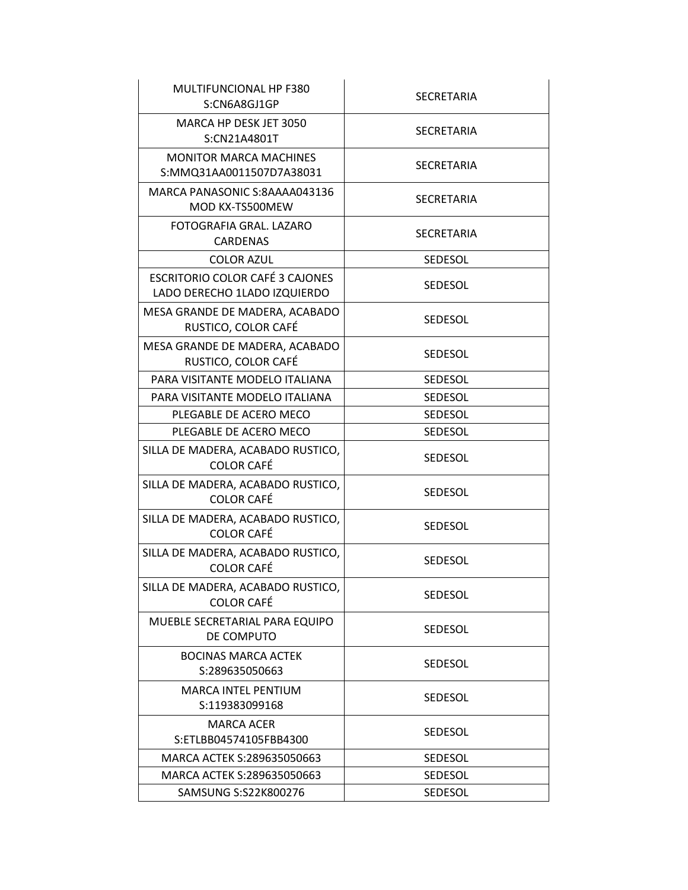| | |
|---|---|
| MULTIFUNCIONAL HP F380 S:CN6A8GJ1GP | SECRETARIA |
| MARCA HP DESK JET 3050 S:CN21A4801T | SECRETARIA |
| MONITOR MARCA MACHINES S:MMQ31AA0011507D7A38031 | SECRETARIA |
| MARCA PANASONIC S:8AAAA043136 MOD KX-TS500MEW | SECRETARIA |
| FOTOGRAFIA GRAL. LAZARO CARDENAS | SECRETARIA |
| COLOR AZUL | SEDESOL |
| ESCRITORIO COLOR CAFÉ 3 CAJONES LADO DERECHO 1LADO IZQUIERDO | SEDESOL |
| MESA GRANDE DE MADERA, ACABADO RUSTICO, COLOR CAFÉ | SEDESOL |
| MESA GRANDE DE MADERA, ACABADO RUSTICO, COLOR CAFÉ | SEDESOL |
| PARA VISITANTE MODELO ITALIANA | SEDESOL |
| PARA VISITANTE MODELO ITALIANA | SEDESOL |
| PLEGABLE DE ACERO MECO | SEDESOL |
| PLEGABLE DE ACERO MECO | SEDESOL |
| SILLA DE MADERA, ACABADO RUSTICO, COLOR CAFÉ | SEDESOL |
| SILLA DE MADERA, ACABADO RUSTICO, COLOR CAFÉ | SEDESOL |
| SILLA DE MADERA, ACABADO RUSTICO, COLOR CAFÉ | SEDESOL |
| SILLA DE MADERA, ACABADO RUSTICO, COLOR CAFÉ | SEDESOL |
| SILLA DE MADERA, ACABADO RUSTICO, COLOR CAFÉ | SEDESOL |
| MUEBLE SECRETARIAL PARA EQUIPO DE COMPUTO | SEDESOL |
| BOCINAS MARCA ACTEK S:289635050663 | SEDESOL |
| MARCA INTEL PENTIUM S:119383099168 | SEDESOL |
| MARCA ACER S:ETLBB04574105FBB4300 | SEDESOL |
| MARCA ACTEK S:289635050663 | SEDESOL |
| MARCA ACTEK S:289635050663 | SEDESOL |
| SAMSUNG S:S22K800276 | SEDESOL |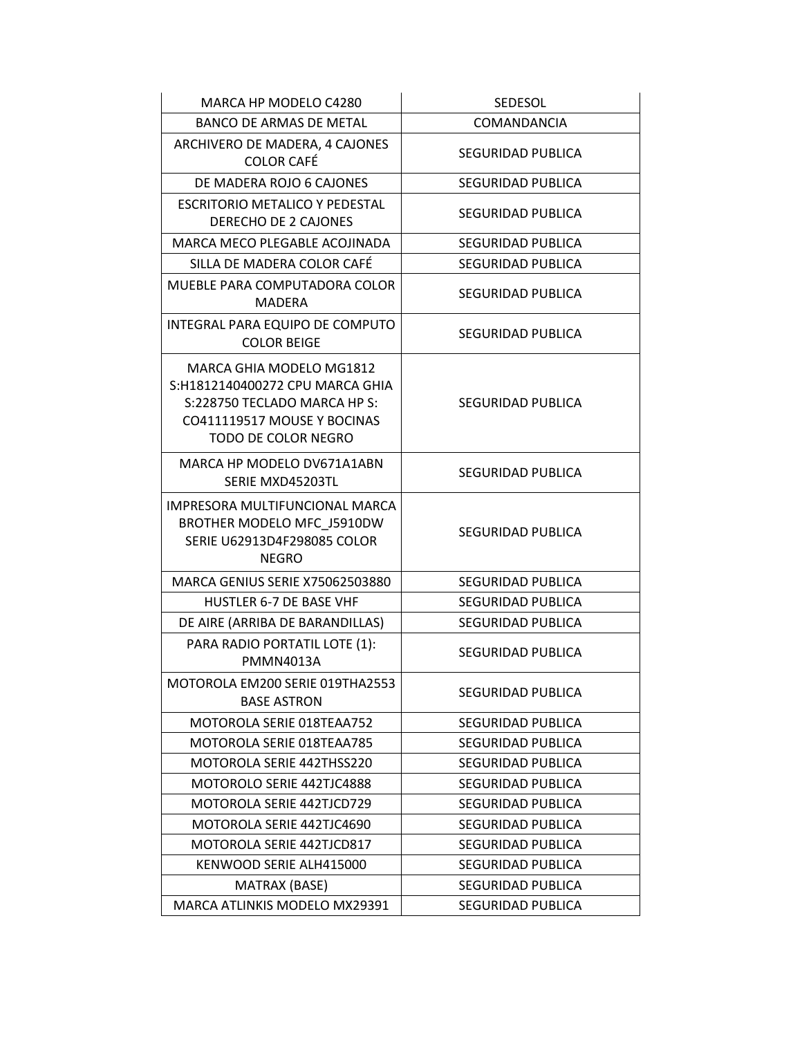| | |
|---|---|
| MARCA HP MODELO C4280 | SEDESOL |
| BANCO DE ARMAS DE METAL | COMANDANCIA |
| ARCHIVERO DE MADERA, 4 CAJONES COLOR CAFÉ | SEGURIDAD PUBLICA |
| DE MADERA ROJO 6 CAJONES | SEGURIDAD PUBLICA |
| ESCRITORIO METALICO Y PEDESTAL DERECHO DE 2 CAJONES | SEGURIDAD PUBLICA |
| MARCA MECO PLEGABLE ACOJINADA | SEGURIDAD PUBLICA |
| SILLA DE MADERA COLOR CAFÉ | SEGURIDAD PUBLICA |
| MUEBLE PARA COMPUTADORA COLOR MADERA | SEGURIDAD PUBLICA |
| INTEGRAL PARA EQUIPO DE COMPUTO COLOR BEIGE | SEGURIDAD PUBLICA |
| MARCA GHIA MODELO MG1812 S:H1812140400272 CPU MARCA GHIA S:228750 TECLADO MARCA HP S: CO411119517 MOUSE Y BOCINAS TODO DE COLOR NEGRO | SEGURIDAD PUBLICA |
| MARCA HP MODELO DV671A1ABN SERIE MXD45203TL | SEGURIDAD PUBLICA |
| IMPRESORA MULTIFUNCIONAL MARCA BROTHER MODELO MFC_J5910DW SERIE U62913D4F298085 COLOR NEGRO | SEGURIDAD PUBLICA |
| MARCA GENIUS SERIE X75062503880 | SEGURIDAD PUBLICA |
| HUSTLER 6-7 DE BASE VHF | SEGURIDAD PUBLICA |
| DE AIRE (ARRIBA DE BARANDILLAS) | SEGURIDAD PUBLICA |
| PARA RADIO PORTATIL LOTE (1): PMMN4013A | SEGURIDAD PUBLICA |
| MOTOROLA EM200 SERIE 019THA2553 BASE ASTRON | SEGURIDAD PUBLICA |
| MOTOROLA SERIE 018TEAA752 | SEGURIDAD PUBLICA |
| MOTOROLA SERIE 018TEAA785 | SEGURIDAD PUBLICA |
| MOTOROLA SERIE 442THSS220 | SEGURIDAD PUBLICA |
| MOTOROLO SERIE 442TJC4888 | SEGURIDAD PUBLICA |
| MOTOROLA SERIE 442TJCD729 | SEGURIDAD PUBLICA |
| MOTOROLA SERIE 442TJC4690 | SEGURIDAD PUBLICA |
| MOTOROLA SERIE 442TJCD817 | SEGURIDAD PUBLICA |
| KENWOOD SERIE ALH415000 | SEGURIDAD PUBLICA |
| MATRAX (BASE) | SEGURIDAD PUBLICA |
| MARCA ATLINKIS MODELO MX29391 | SEGURIDAD PUBLICA |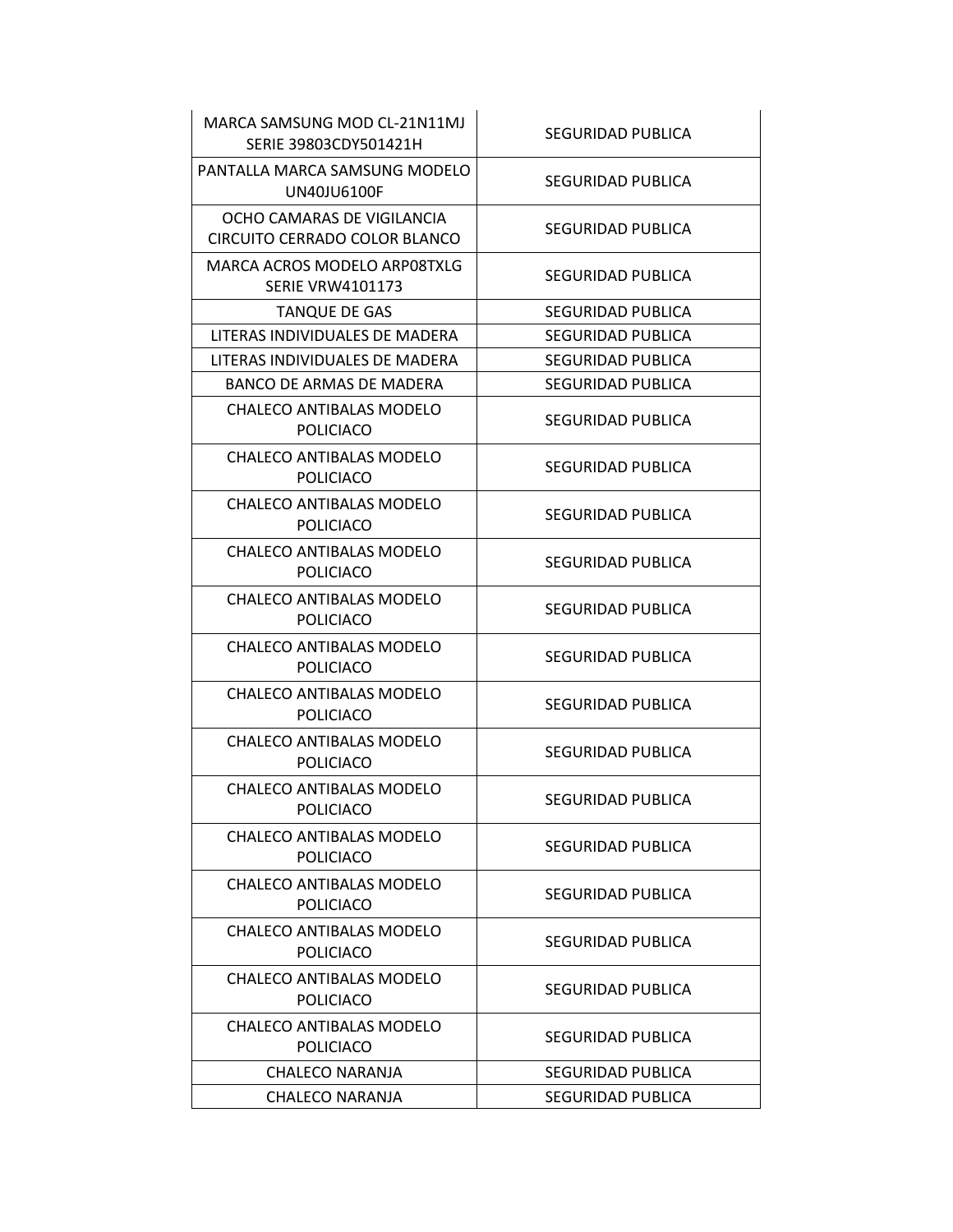| | |
|---|---|
| MARCA SAMSUNG MOD CL-21N11MJ SERIE 39803CDY501421H | SEGURIDAD PUBLICA |
| PANTALLA MARCA SAMSUNG MODELO UN40JU6100F | SEGURIDAD PUBLICA |
| OCHO CAMARAS DE VIGILANCIA CIRCUITO CERRADO COLOR BLANCO | SEGURIDAD PUBLICA |
| MARCA ACROS MODELO ARP08TXLG SERIE VRW4101173 | SEGURIDAD PUBLICA |
| TANQUE DE GAS | SEGURIDAD PUBLICA |
| LITERAS INDIVIDUALES DE MADERA | SEGURIDAD PUBLICA |
| LITERAS INDIVIDUALES DE MADERA | SEGURIDAD PUBLICA |
| BANCO DE ARMAS DE MADERA | SEGURIDAD PUBLICA |
| CHALECO ANTIBALAS MODELO POLICIACO | SEGURIDAD PUBLICA |
| CHALECO ANTIBALAS MODELO POLICIACO | SEGURIDAD PUBLICA |
| CHALECO ANTIBALAS MODELO POLICIACO | SEGURIDAD PUBLICA |
| CHALECO ANTIBALAS MODELO POLICIACO | SEGURIDAD PUBLICA |
| CHALECO ANTIBALAS MODELO POLICIACO | SEGURIDAD PUBLICA |
| CHALECO ANTIBALAS MODELO POLICIACO | SEGURIDAD PUBLICA |
| CHALECO ANTIBALAS MODELO POLICIACO | SEGURIDAD PUBLICA |
| CHALECO ANTIBALAS MODELO POLICIACO | SEGURIDAD PUBLICA |
| CHALECO ANTIBALAS MODELO POLICIACO | SEGURIDAD PUBLICA |
| CHALECO ANTIBALAS MODELO POLICIACO | SEGURIDAD PUBLICA |
| CHALECO ANTIBALAS MODELO POLICIACO | SEGURIDAD PUBLICA |
| CHALECO ANTIBALAS MODELO POLICIACO | SEGURIDAD PUBLICA |
| CHALECO ANTIBALAS MODELO POLICIACO | SEGURIDAD PUBLICA |
| CHALECO ANTIBALAS MODELO POLICIACO | SEGURIDAD PUBLICA |
| CHALECO NARANJA | SEGURIDAD PUBLICA |
| CHALECO NARANJA | SEGURIDAD PUBLICA |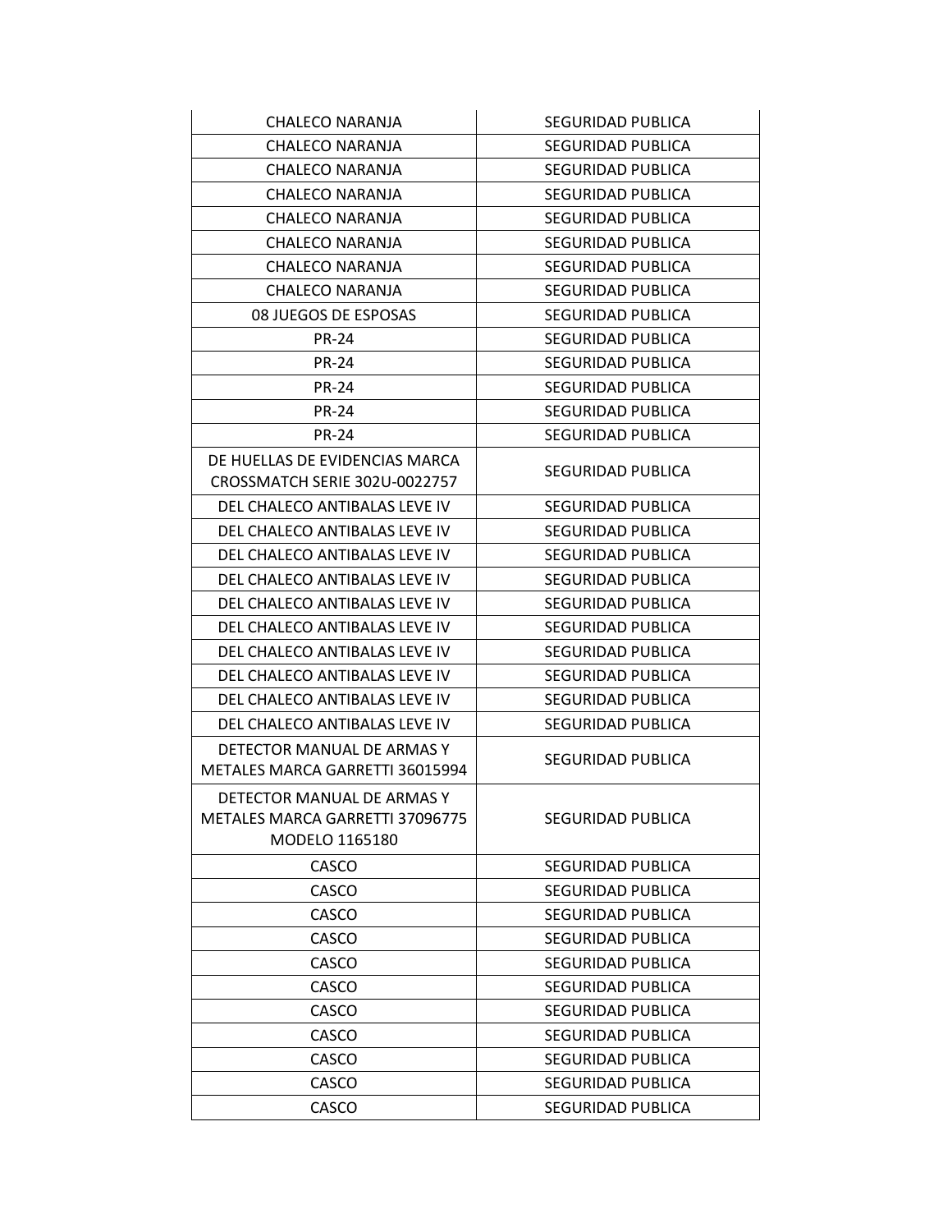| CHALECO NARANJA | SEGURIDAD PUBLICA |
| --- | --- |
| CHALECO NARANJA | SEGURIDAD PUBLICA |
| CHALECO NARANJA | SEGURIDAD PUBLICA |
| CHALECO NARANJA | SEGURIDAD PUBLICA |
| CHALECO NARANJA | SEGURIDAD PUBLICA |
| CHALECO NARANJA | SEGURIDAD PUBLICA |
| CHALECO NARANJA | SEGURIDAD PUBLICA |
| CHALECO NARANJA | SEGURIDAD PUBLICA |
| 08 JUEGOS DE ESPOSAS | SEGURIDAD PUBLICA |
| PR-24 | SEGURIDAD PUBLICA |
| PR-24 | SEGURIDAD PUBLICA |
| PR-24 | SEGURIDAD PUBLICA |
| PR-24 | SEGURIDAD PUBLICA |
| PR-24 | SEGURIDAD PUBLICA |
| DE HUELLAS DE EVIDENCIAS MARCA CROSSMATCH SERIE 302U-0022757 | SEGURIDAD PUBLICA |
| DEL CHALECO ANTIBALAS LEVE IV | SEGURIDAD PUBLICA |
| DEL CHALECO ANTIBALAS LEVE IV | SEGURIDAD PUBLICA |
| DEL CHALECO ANTIBALAS LEVE IV | SEGURIDAD PUBLICA |
| DEL CHALECO ANTIBALAS LEVE IV | SEGURIDAD PUBLICA |
| DEL CHALECO ANTIBALAS LEVE IV | SEGURIDAD PUBLICA |
| DEL CHALECO ANTIBALAS LEVE IV | SEGURIDAD PUBLICA |
| DEL CHALECO ANTIBALAS LEVE IV | SEGURIDAD PUBLICA |
| DEL CHALECO ANTIBALAS LEVE IV | SEGURIDAD PUBLICA |
| DEL CHALECO ANTIBALAS LEVE IV | SEGURIDAD PUBLICA |
| DEL CHALECO ANTIBALAS LEVE IV | SEGURIDAD PUBLICA |
| DETECTOR MANUAL DE ARMAS Y METALES MARCA GARRETTI 36015994 | SEGURIDAD PUBLICA |
| DETECTOR MANUAL DE ARMAS Y METALES MARCA GARRETTI 37096775 MODELO 1165180 | SEGURIDAD PUBLICA |
| CASCO | SEGURIDAD PUBLICA |
| CASCO | SEGURIDAD PUBLICA |
| CASCO | SEGURIDAD PUBLICA |
| CASCO | SEGURIDAD PUBLICA |
| CASCO | SEGURIDAD PUBLICA |
| CASCO | SEGURIDAD PUBLICA |
| CASCO | SEGURIDAD PUBLICA |
| CASCO | SEGURIDAD PUBLICA |
| CASCO | SEGURIDAD PUBLICA |
| CASCO | SEGURIDAD PUBLICA |
| CASCO | SEGURIDAD PUBLICA |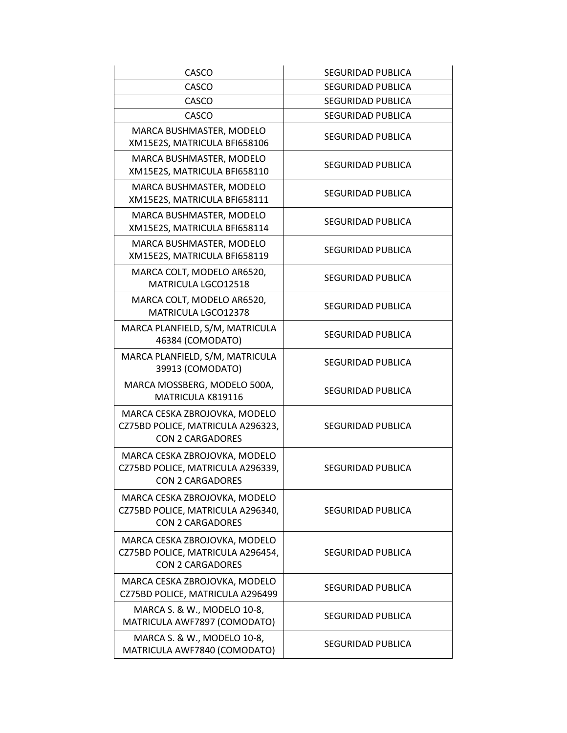| | |
|---|---|
| CASCO | SEGURIDAD PUBLICA |
| CASCO | SEGURIDAD PUBLICA |
| CASCO | SEGURIDAD PUBLICA |
| CASCO | SEGURIDAD PUBLICA |
| MARCA BUSHMASTER, MODELO XM15E2S, MATRICULA BFI658106 | SEGURIDAD PUBLICA |
| MARCA BUSHMASTER, MODELO XM15E2S, MATRICULA BFI658110 | SEGURIDAD PUBLICA |
| MARCA BUSHMASTER, MODELO XM15E2S, MATRICULA BFI658111 | SEGURIDAD PUBLICA |
| MARCA BUSHMASTER, MODELO XM15E2S, MATRICULA BFI658114 | SEGURIDAD PUBLICA |
| MARCA BUSHMASTER, MODELO XM15E2S, MATRICULA BFI658119 | SEGURIDAD PUBLICA |
| MARCA COLT, MODELO AR6520, MATRICULA LGCO12518 | SEGURIDAD PUBLICA |
| MARCA COLT, MODELO AR6520, MATRICULA LGCO12378 | SEGURIDAD PUBLICA |
| MARCA PLANFIELD, S/M, MATRICULA 46384 (COMODATO) | SEGURIDAD PUBLICA |
| MARCA PLANFIELD, S/M, MATRICULA 39913 (COMODATO) | SEGURIDAD PUBLICA |
| MARCA MOSSBERG, MODELO 500A, MATRICULA K819116 | SEGURIDAD PUBLICA |
| MARCA CESKA ZBROJOVKA, MODELO CZ75BD POLICE, MATRICULA A296323, CON 2 CARGADORES | SEGURIDAD PUBLICA |
| MARCA CESKA ZBROJOVKA, MODELO CZ75BD POLICE, MATRICULA A296339, CON 2 CARGADORES | SEGURIDAD PUBLICA |
| MARCA CESKA ZBROJOVKA, MODELO CZ75BD POLICE, MATRICULA A296340, CON 2 CARGADORES | SEGURIDAD PUBLICA |
| MARCA CESKA ZBROJOVKA, MODELO CZ75BD POLICE, MATRICULA A296454, CON 2 CARGADORES | SEGURIDAD PUBLICA |
| MARCA CESKA ZBROJOVKA, MODELO CZ75BD POLICE, MATRICULA A296499 | SEGURIDAD PUBLICA |
| MARCA S. & W., MODELO 10-8, MATRICULA AWF7897 (COMODATO) | SEGURIDAD PUBLICA |
| MARCA S. & W., MODELO 10-8, MATRICULA AWF7840 (COMODATO) | SEGURIDAD PUBLICA |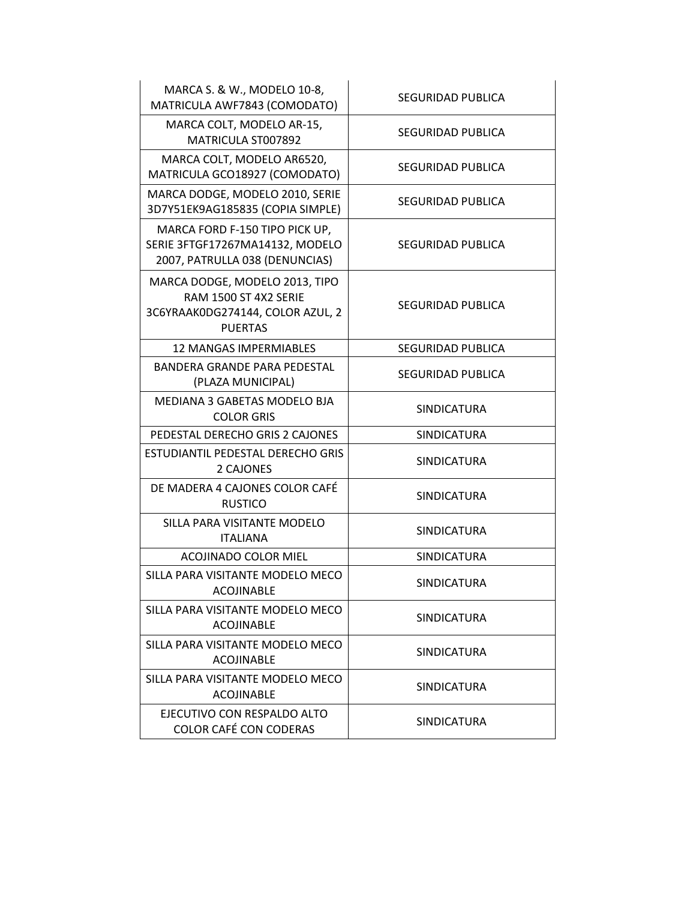| | |
|---|---|
| MARCA S. & W., MODELO 10-8, MATRICULA AWF7843 (COMODATO) | SEGURIDAD PUBLICA |
| MARCA COLT, MODELO AR-15, MATRICULA ST007892 | SEGURIDAD PUBLICA |
| MARCA COLT, MODELO AR6520, MATRICULA GCO18927 (COMODATO) | SEGURIDAD PUBLICA |
| MARCA DODGE, MODELO 2010, SERIE 3D7Y51EK9AG185835 (COPIA SIMPLE) | SEGURIDAD PUBLICA |
| MARCA FORD F-150 TIPO PICK UP, SERIE 3FTGF17267MA14132, MODELO 2007, PATRULLA 038 (DENUNCIAS) | SEGURIDAD PUBLICA |
| MARCA DODGE, MODELO 2013, TIPO RAM 1500 ST 4X2 SERIE 3C6YRAAK0DG274144, COLOR AZUL, 2 PUERTAS | SEGURIDAD PUBLICA |
| 12 MANGAS IMPERMIABLES | SEGURIDAD PUBLICA |
| BANDERA GRANDE PARA PEDESTAL (PLAZA MUNICIPAL) | SEGURIDAD PUBLICA |
| MEDIANA 3 GABETAS MODELO BJA COLOR GRIS | SINDICATURA |
| PEDESTAL DERECHO GRIS 2 CAJONES | SINDICATURA |
| ESTUDIANTIL PEDESTAL DERECHO GRIS 2 CAJONES | SINDICATURA |
| DE MADERA 4 CAJONES COLOR CAFÉ RUSTICO | SINDICATURA |
| SILLA PARA VISITANTE MODELO ITALIANA | SINDICATURA |
| ACOJINADO COLOR MIEL | SINDICATURA |
| SILLA PARA VISITANTE MODELO MECO ACOJINABLE | SINDICATURA |
| SILLA PARA VISITANTE MODELO MECO ACOJINABLE | SINDICATURA |
| SILLA PARA VISITANTE MODELO MECO ACOJINABLE | SINDICATURA |
| SILLA PARA VISITANTE MODELO MECO ACOJINABLE | SINDICATURA |
| EJECUTIVO CON RESPALDO ALTO COLOR CAFÉ CON CODERAS | SINDICATURA |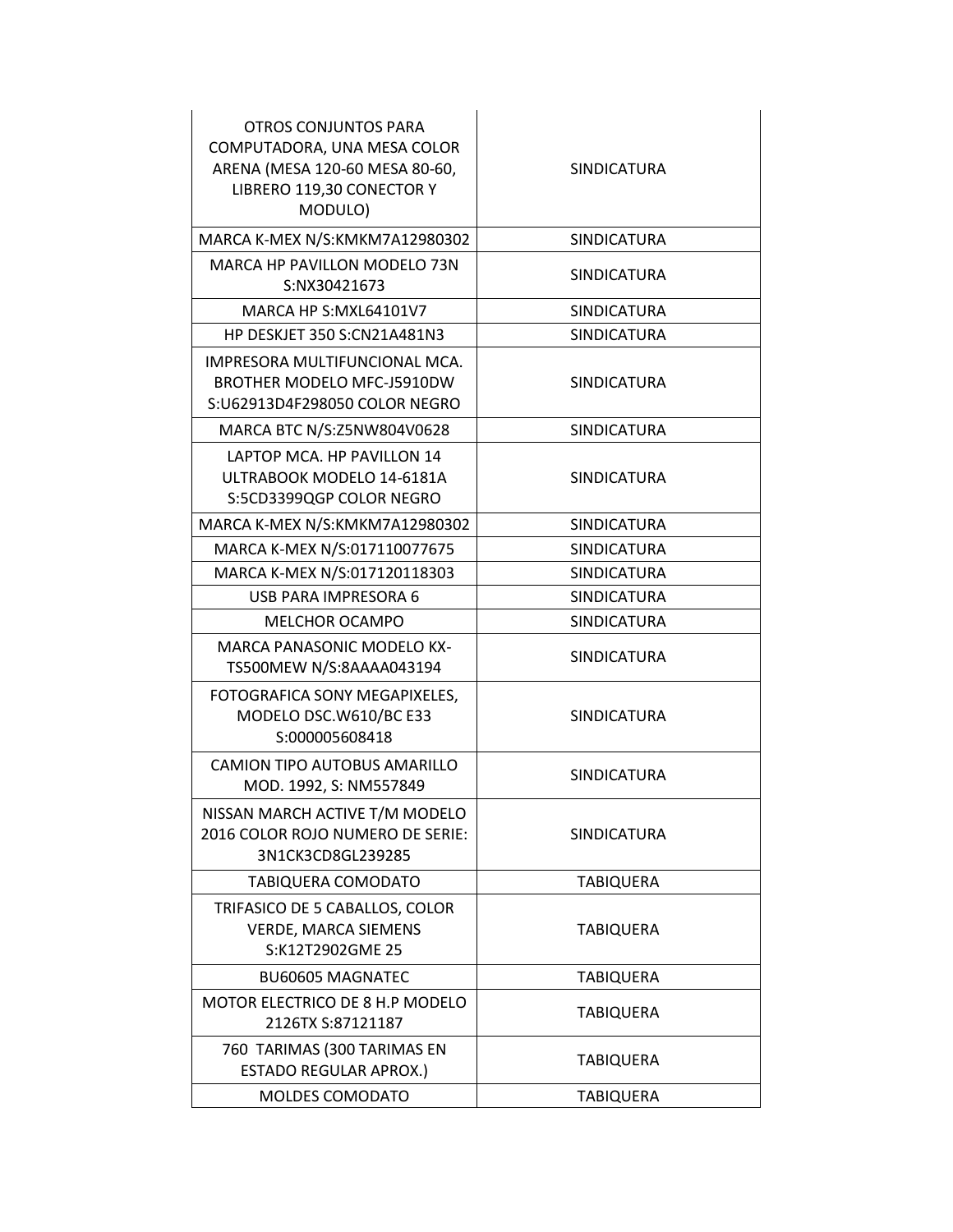| | |
|---|---|
| OTROS CONJUNTOS PARA COMPUTADORA, UNA MESA COLOR ARENA (MESA 120-60 MESA 80-60, LIBRERO 119,30 CONECTOR Y MODULO) | SINDICATURA |
| MARCA K-MEX N/S:KMKM7A12980302 | SINDICATURA |
| MARCA HP PAVILLON MODELO 73N S:NX30421673 | SINDICATURA |
| MARCA HP S:MXL64101V7 | SINDICATURA |
| HP DESKJET 350 S:CN21A481N3 | SINDICATURA |
| IMPRESORA MULTIFUNCIONAL MCA. BROTHER MODELO MFC-J5910DW S:U62913D4F298050 COLOR NEGRO | SINDICATURA |
| MARCA BTC N/S:Z5NW804V0628 | SINDICATURA |
| LAPTOP MCA. HP PAVILLON 14 ULTRABOOK MODELO 14-6181A S:5CD3399QGP COLOR NEGRO | SINDICATURA |
| MARCA K-MEX N/S:KMKM7A12980302 | SINDICATURA |
| MARCA K-MEX N/S:017110077675 | SINDICATURA |
| MARCA K-MEX N/S:017120118303 | SINDICATURA |
| USB PARA IMPRESORA 6 | SINDICATURA |
| MELCHOR OCAMPO | SINDICATURA |
| MARCA PANASONIC MODELO KX-TS500MEW N/S:8AAAA043194 | SINDICATURA |
| FOTOGRAFICA SONY MEGAPIXELES, MODELO DSC.W610/BC E33 S:000005608418 | SINDICATURA |
| CAMION TIPO AUTOBUS AMARILLO MOD. 1992, S: NM557849 | SINDICATURA |
| NISSAN MARCH ACTIVE T/M MODELO 2016 COLOR ROJO NUMERO DE SERIE: 3N1CK3CD8GL239285 | SINDICATURA |
| TABIQUERA COMODATO | TABIQUERA |
| TRIFASICO DE 5 CABALLOS, COLOR VERDE, MARCA SIEMENS S:K12T2902GME 25 | TABIQUERA |
| BU60605 MAGNATEC | TABIQUERA |
| MOTOR ELECTRICO DE 8 H.P MODELO 2126TX S:87121187 | TABIQUERA |
| 760 TARIMAS (300 TARIMAS EN ESTADO REGULAR APROX.) | TABIQUERA |
| MOLDES COMODATO | TABIQUERA |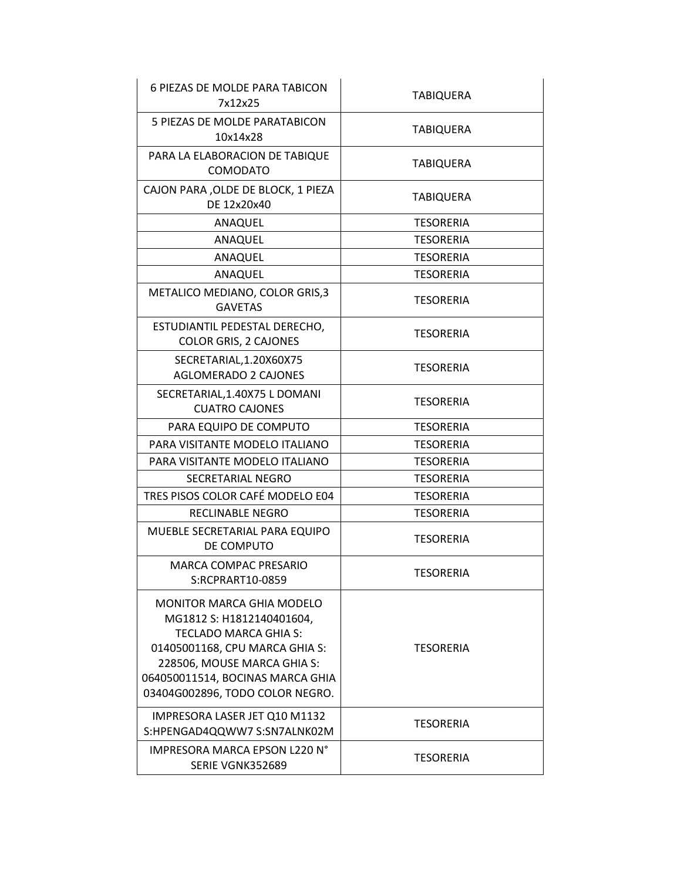| | |
|---|---|
| 6 PIEZAS DE MOLDE PARA TABICON 7x12x25 | TABIQUERA |
| 5 PIEZAS DE MOLDE PARATABICON 10x14x28 | TABIQUERA |
| PARA LA ELABORACION DE TABIQUE COMODATO | TABIQUERA |
| CAJON PARA ,OLDE DE BLOCK, 1 PIEZA DE 12x20x40 | TABIQUERA |
| ANAQUEL | TESORERIA |
| ANAQUEL | TESORERIA |
| ANAQUEL | TESORERIA |
| ANAQUEL | TESORERIA |
| METALICO MEDIANO, COLOR GRIS,3 GAVETAS | TESORERIA |
| ESTUDIANTIL PEDESTAL DERECHO, COLOR GRIS, 2 CAJONES | TESORERIA |
| SECRETARIAL,1.20X60X75 AGLOMERADO 2 CAJONES | TESORERIA |
| SECRETARIAL,1.40X75 L DOMANI CUATRO CAJONES | TESORERIA |
| PARA EQUIPO DE COMPUTO | TESORERIA |
| PARA VISITANTE MODELO ITALIANO | TESORERIA |
| PARA VISITANTE MODELO ITALIANO | TESORERIA |
| SECRETARIAL NEGRO | TESORERIA |
| TRES PISOS COLOR CAFÉ MODELO E04 | TESORERIA |
| RECLINABLE NEGRO | TESORERIA |
| MUEBLE SECRETARIAL PARA EQUIPO DE COMPUTO | TESORERIA |
| MARCA COMPAC PRESARIO S:RCPRART10-0859 | TESORERIA |
| MONITOR MARCA GHIA MODELO MG1812 S: H1812140401604, TECLADO MARCA GHIA S: 01405001168, CPU MARCA GHIA S: 228506, MOUSE MARCA GHIA S: 064050011514, BOCINAS MARCA GHIA 03404G002896, TODO COLOR NEGRO. | TESORERIA |
| IMPRESORA LASER JET Q10 M1132 S:HPENGAD4QQWW7 S:SN7ALNK02M | TESORERIA |
| IMPRESORA MARCA EPSON L220 N° SERIE VGNK352689 | TESORERIA |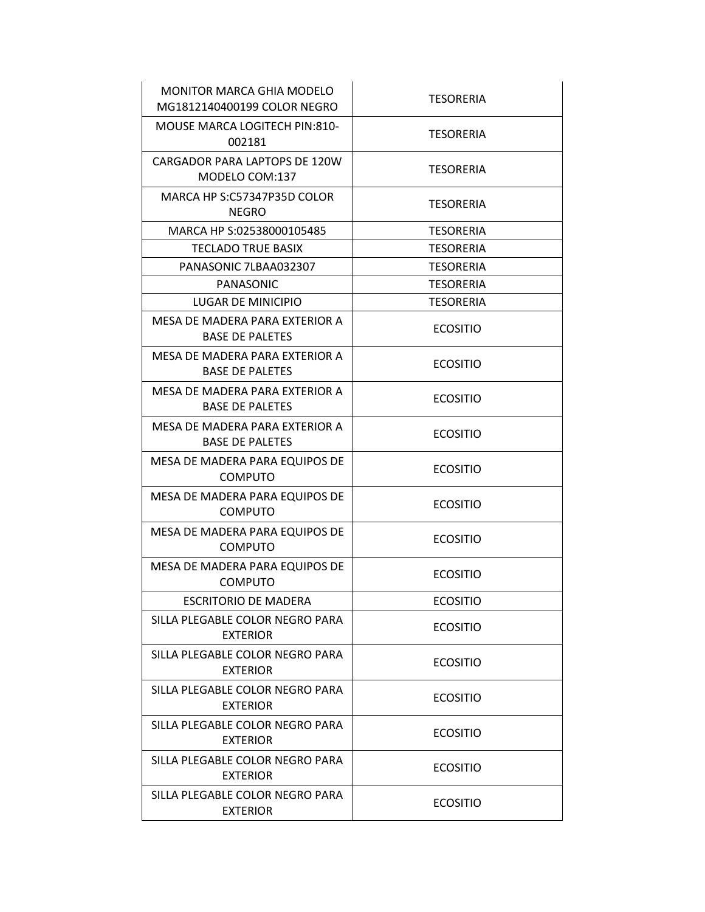| | |
|---|---|
| MONITOR MARCA GHIA MODELO MG1812140400199 COLOR NEGRO | TESORERIA |
| MOUSE MARCA LOGITECH PIN:810-002181 | TESORERIA |
| CARGADOR PARA LAPTOPS DE 120W MODELO COM:137 | TESORERIA |
| MARCA HP S:C57347P35D COLOR NEGRO | TESORERIA |
| MARCA HP S:02538000105485 | TESORERIA |
| TECLADO TRUE BASIX | TESORERIA |
| PANASONIC 7LBAA032307 | TESORERIA |
| PANASONIC | TESORERIA |
| LUGAR DE MINICIPIO | TESORERIA |
| MESA DE MADERA PARA EXTERIOR A BASE DE PALETES | ECOSITIO |
| MESA DE MADERA PARA EXTERIOR A BASE DE PALETES | ECOSITIO |
| MESA DE MADERA PARA EXTERIOR A BASE DE PALETES | ECOSITIO |
| MESA DE MADERA PARA EXTERIOR A BASE DE PALETES | ECOSITIO |
| MESA DE MADERA PARA EQUIPOS DE COMPUTO | ECOSITIO |
| MESA DE MADERA PARA EQUIPOS DE COMPUTO | ECOSITIO |
| MESA DE MADERA PARA EQUIPOS DE COMPUTO | ECOSITIO |
| MESA DE MADERA PARA EQUIPOS DE COMPUTO | ECOSITIO |
| ESCRITORIO DE MADERA | ECOSITIO |
| SILLA PLEGABLE COLOR NEGRO PARA EXTERIOR | ECOSITIO |
| SILLA PLEGABLE COLOR NEGRO PARA EXTERIOR | ECOSITIO |
| SILLA PLEGABLE COLOR NEGRO PARA EXTERIOR | ECOSITIO |
| SILLA PLEGABLE COLOR NEGRO PARA EXTERIOR | ECOSITIO |
| SILLA PLEGABLE COLOR NEGRO PARA EXTERIOR | ECOSITIO |
| SILLA PLEGABLE COLOR NEGRO PARA EXTERIOR | ECOSITIO |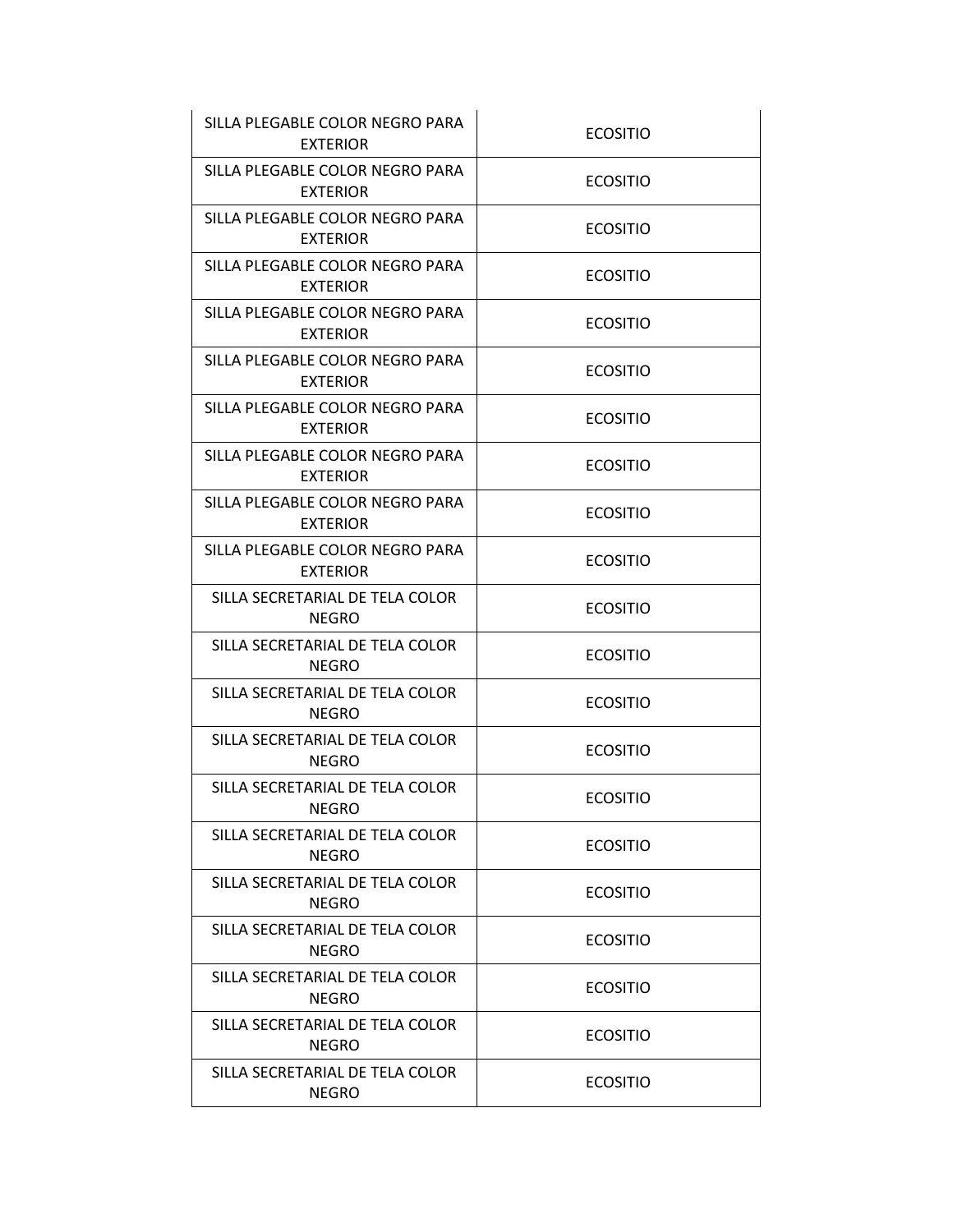| SILLA PLEGABLE COLOR NEGRO PARA EXTERIOR | ECOSITIO |
| --- | --- |
| SILLA PLEGABLE COLOR NEGRO PARA EXTERIOR | ECOSITIO |
| SILLA PLEGABLE COLOR NEGRO PARA EXTERIOR | ECOSITIO |
| SILLA PLEGABLE COLOR NEGRO PARA EXTERIOR | ECOSITIO |
| SILLA PLEGABLE COLOR NEGRO PARA EXTERIOR | ECOSITIO |
| SILLA PLEGABLE COLOR NEGRO PARA EXTERIOR | ECOSITIO |
| SILLA PLEGABLE COLOR NEGRO PARA EXTERIOR | ECOSITIO |
| SILLA PLEGABLE COLOR NEGRO PARA EXTERIOR | ECOSITIO |
| SILLA PLEGABLE COLOR NEGRO PARA EXTERIOR | ECOSITIO |
| SILLA PLEGABLE COLOR NEGRO PARA EXTERIOR | ECOSITIO |
| SILLA SECRETARIAL DE TELA COLOR NEGRO | ECOSITIO |
| SILLA SECRETARIAL DE TELA COLOR NEGRO | ECOSITIO |
| SILLA SECRETARIAL DE TELA COLOR NEGRO | ECOSITIO |
| SILLA SECRETARIAL DE TELA COLOR NEGRO | ECOSITIO |
| SILLA SECRETARIAL DE TELA COLOR NEGRO | ECOSITIO |
| SILLA SECRETARIAL DE TELA COLOR NEGRO | ECOSITIO |
| SILLA SECRETARIAL DE TELA COLOR NEGRO | ECOSITIO |
| SILLA SECRETARIAL DE TELA COLOR NEGRO | ECOSITIO |
| SILLA SECRETARIAL DE TELA COLOR NEGRO | ECOSITIO |
| SILLA SECRETARIAL DE TELA COLOR NEGRO | ECOSITIO |
| SILLA SECRETARIAL DE TELA COLOR NEGRO | ECOSITIO |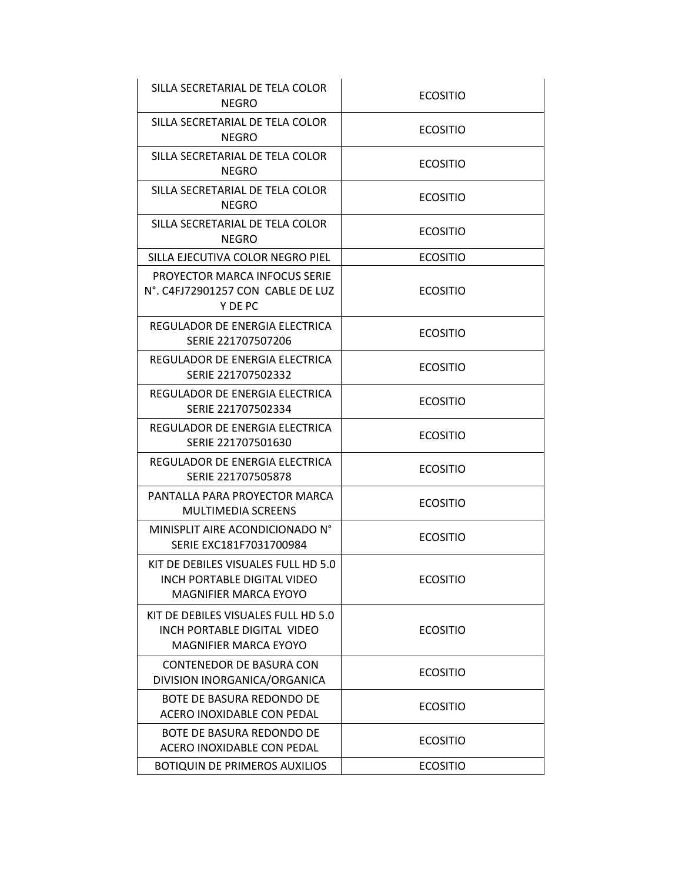| SILLA SECRETARIAL DE TELA COLOR NEGRO | ECOSITIO |
|---|---|
| SILLA SECRETARIAL DE TELA COLOR NEGRO | ECOSITIO |
| SILLA SECRETARIAL DE TELA COLOR NEGRO | ECOSITIO |
| SILLA SECRETARIAL DE TELA COLOR NEGRO | ECOSITIO |
| SILLA SECRETARIAL DE TELA COLOR NEGRO | ECOSITIO |
| SILLA EJECUTIVA COLOR NEGRO PIEL | ECOSITIO |
| PROYECTOR MARCA INFOCUS SERIE N°. C4FJ72901257 CON CABLE DE LUZ Y DE PC | ECOSITIO |
| REGULADOR DE ENERGIA ELECTRICA SERIE 221707507206 | ECOSITIO |
| REGULADOR DE ENERGIA ELECTRICA SERIE 221707502332 | ECOSITIO |
| REGULADOR DE ENERGIA ELECTRICA SERIE 221707502334 | ECOSITIO |
| REGULADOR DE ENERGIA ELECTRICA SERIE 221707501630 | ECOSITIO |
| REGULADOR DE ENERGIA ELECTRICA SERIE 221707505878 | ECOSITIO |
| PANTALLA PARA PROYECTOR MARCA MULTIMEDIA SCREENS | ECOSITIO |
| MINISPLIT AIRE ACONDICIONADO N° SERIE EXC181F7031700984 | ECOSITIO |
| KIT DE DEBILES VISUALES FULL HD 5.0 INCH PORTABLE DIGITAL VIDEO MAGNIFIER MARCA EYOYO | ECOSITIO |
| KIT DE DEBILES VISUALES FULL HD 5.0 INCH PORTABLE DIGITAL VIDEO MAGNIFIER MARCA EYOYO | ECOSITIO |
| CONTENEDOR DE BASURA CON DIVISION INORGANICA/ORGANICA | ECOSITIO |
| BOTE DE BASURA REDONDO DE ACERO INOXIDABLE CON PEDAL | ECOSITIO |
| BOTE DE BASURA REDONDO DE ACERO INOXIDABLE CON PEDAL | ECOSITIO |
| BOTIQUIN DE PRIMEROS AUXILIOS | ECOSITIO |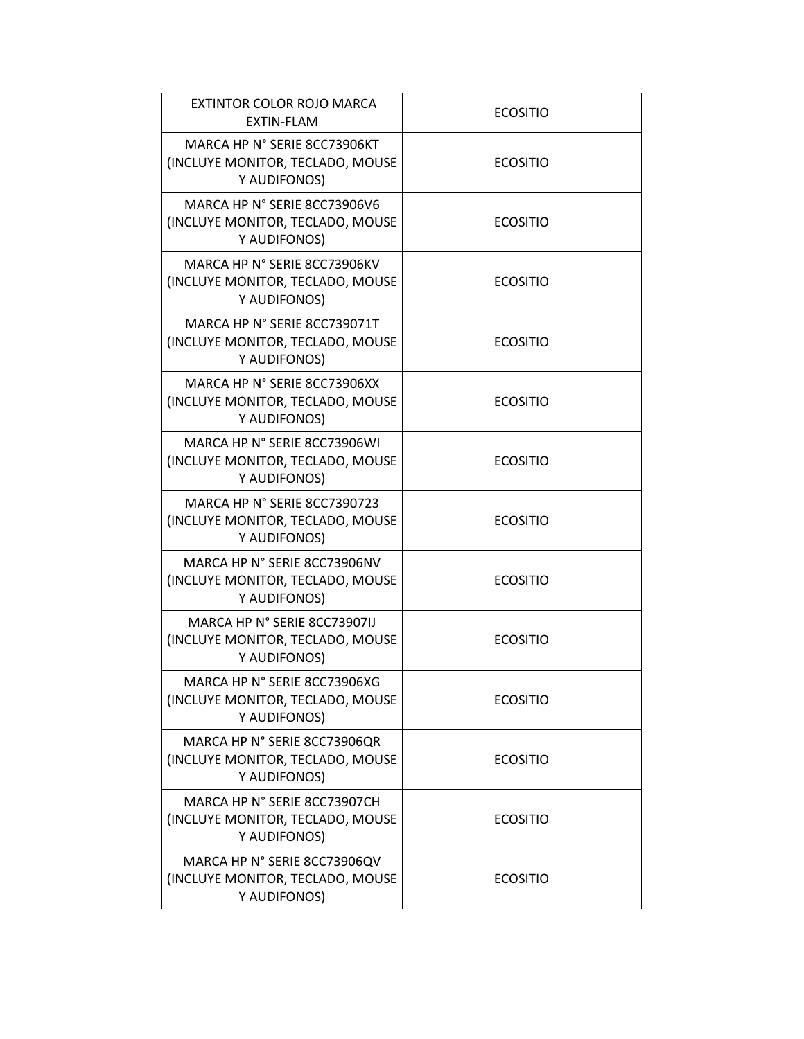| | |
|---|---|
| EXTINTOR COLOR ROJO MARCA EXTIN-FLAM | ECOSITIO |
| MARCA HP N° SERIE 8CC73906KT (INCLUYE MONITOR, TECLADO, MOUSE Y AUDIFONOS) | ECOSITIO |
| MARCA HP N° SERIE 8CC73906V6 (INCLUYE MONITOR, TECLADO, MOUSE Y AUDIFONOS) | ECOSITIO |
| MARCA HP N° SERIE 8CC73906KV (INCLUYE MONITOR, TECLADO, MOUSE Y AUDIFONOS) | ECOSITIO |
| MARCA HP N° SERIE 8CC739071T (INCLUYE MONITOR, TECLADO, MOUSE Y AUDIFONOS) | ECOSITIO |
| MARCA HP N° SERIE 8CC73906XX (INCLUYE MONITOR, TECLADO, MOUSE Y AUDIFONOS) | ECOSITIO |
| MARCA HP N° SERIE 8CC73906WI (INCLUYE MONITOR, TECLADO, MOUSE Y AUDIFONOS) | ECOSITIO |
| MARCA HP N° SERIE 8CC7390723 (INCLUYE MONITOR, TECLADO, MOUSE Y AUDIFONOS) | ECOSITIO |
| MARCA HP N° SERIE 8CC73906NV (INCLUYE MONITOR, TECLADO, MOUSE Y AUDIFONOS) | ECOSITIO |
| MARCA HP N° SERIE 8CC73907IJ (INCLUYE MONITOR, TECLADO, MOUSE Y AUDIFONOS) | ECOSITIO |
| MARCA HP N° SERIE 8CC73906XG (INCLUYE MONITOR, TECLADO, MOUSE Y AUDIFONOS) | ECOSITIO |
| MARCA HP N° SERIE 8CC73906QR (INCLUYE MONITOR, TECLADO, MOUSE Y AUDIFONOS) | ECOSITIO |
| MARCA HP N° SERIE 8CC73907CH (INCLUYE MONITOR, TECLADO, MOUSE Y AUDIFONOS) | ECOSITIO |
| MARCA HP N° SERIE 8CC73906QV (INCLUYE MONITOR, TECLADO, MOUSE Y AUDIFONOS) | ECOSITIO |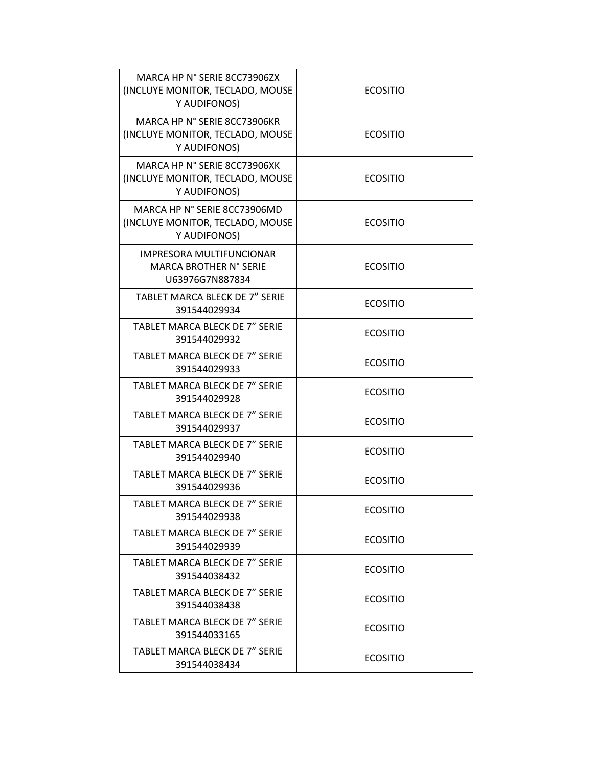| | |
|---|---|
| MARCA HP N° SERIE 8CC73906ZX (INCLUYE MONITOR, TECLADO, MOUSE Y AUDIFONOS) | ECOSITIO |
| MARCA HP N° SERIE 8CC73906KR (INCLUYE MONITOR, TECLADO, MOUSE Y AUDIFONOS) | ECOSITIO |
| MARCA HP N° SERIE 8CC73906XK (INCLUYE MONITOR, TECLADO, MOUSE Y AUDIFONOS) | ECOSITIO |
| MARCA HP N° SERIE 8CC73906MD (INCLUYE MONITOR, TECLADO, MOUSE Y AUDIFONOS) | ECOSITIO |
| IMPRESORA MULTIFUNCIONAR MARCA BROTHER N° SERIE U63976G7N887834 | ECOSITIO |
| TABLET MARCA BLECK DE 7" SERIE 391544029934 | ECOSITIO |
| TABLET MARCA BLECK DE 7" SERIE 391544029932 | ECOSITIO |
| TABLET MARCA BLECK DE 7" SERIE 391544029933 | ECOSITIO |
| TABLET MARCA BLECK DE 7" SERIE 391544029928 | ECOSITIO |
| TABLET MARCA BLECK DE 7" SERIE 391544029937 | ECOSITIO |
| TABLET MARCA BLECK DE 7" SERIE 391544029940 | ECOSITIO |
| TABLET MARCA BLECK DE 7" SERIE 391544029936 | ECOSITIO |
| TABLET MARCA BLECK DE 7" SERIE 391544029938 | ECOSITIO |
| TABLET MARCA BLECK DE 7" SERIE 391544029939 | ECOSITIO |
| TABLET MARCA BLECK DE 7" SERIE 391544038432 | ECOSITIO |
| TABLET MARCA BLECK DE 7" SERIE 391544038438 | ECOSITIO |
| TABLET MARCA BLECK DE 7" SERIE 391544033165 | ECOSITIO |
| TABLET MARCA BLECK DE 7" SERIE 391544038434 | ECOSITIO |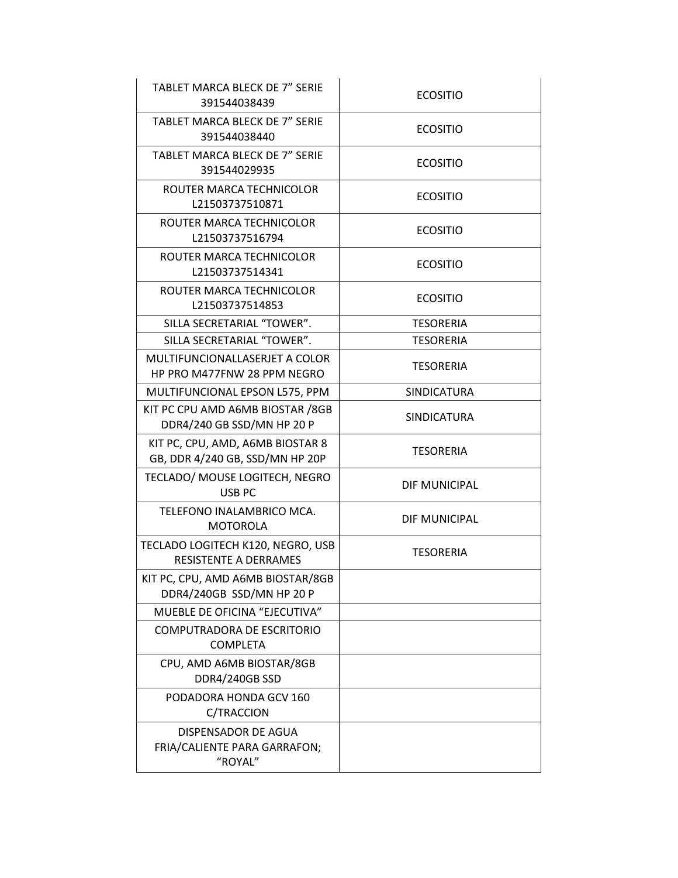| | |
|---|---|
| TABLET MARCA BLECK DE 7” SERIE 391544038439 | ECOSITIO |
| TABLET MARCA BLECK DE 7” SERIE 391544038440 | ECOSITIO |
| TABLET MARCA BLECK DE 7” SERIE 391544029935 | ECOSITIO |
| ROUTER MARCA TECHNICOLOR L21503737510871 | ECOSITIO |
| ROUTER MARCA TECHNICOLOR L21503737516794 | ECOSITIO |
| ROUTER MARCA TECHNICOLOR L21503737514341 | ECOSITIO |
| ROUTER MARCA TECHNICOLOR L21503737514853 | ECOSITIO |
| SILLA SECRETARIAL “TOWER”. | TESORERIA |
| SILLA SECRETARIAL “TOWER”. | TESORERIA |
| MULTIFUNCIONALLASERJET A COLOR HP PRO M477FNW 28 PPM NEGRO | TESORERIA |
| MULTIFUNCIONAL EPSON L575, PPM | SINDICATURA |
| KIT PC CPU AMD A6MB BIOSTAR /8GB DDR4/240 GB SSD/MN HP 20 P | SINDICATURA |
| KIT PC, CPU, AMD, A6MB BIOSTAR 8 GB, DDR 4/240 GB, SSD/MN HP 20P | TESORERIA |
| TECLADO/ MOUSE LOGITECH, NEGRO USB PC | DIF MUNICIPAL |
| TELEFONO INALAMBRICO MCA. MOTOROLA | DIF MUNICIPAL |
| TECLADO LOGITECH K120, NEGRO, USB RESISTENTE A DERRAMES | TESORERIA |
| KIT PC, CPU, AMD A6MB BIOSTAR/8GB DDR4/240GB SSD/MN HP 20 P | |
| MUEBLE DE OFICINA “EJECUTIVA” | |
| COMPUTRADORA DE ESCRITORIO COMPLETA | |
| CPU, AMD A6MB BIOSTAR/8GB DDR4/240GB SSD | |
| PODADORA HONDA GCV 160 C/TRACCION | |
| DISPENSADOR DE AGUA FRIA/CALIENTE PARA GARRAFON; “ROYAL” | |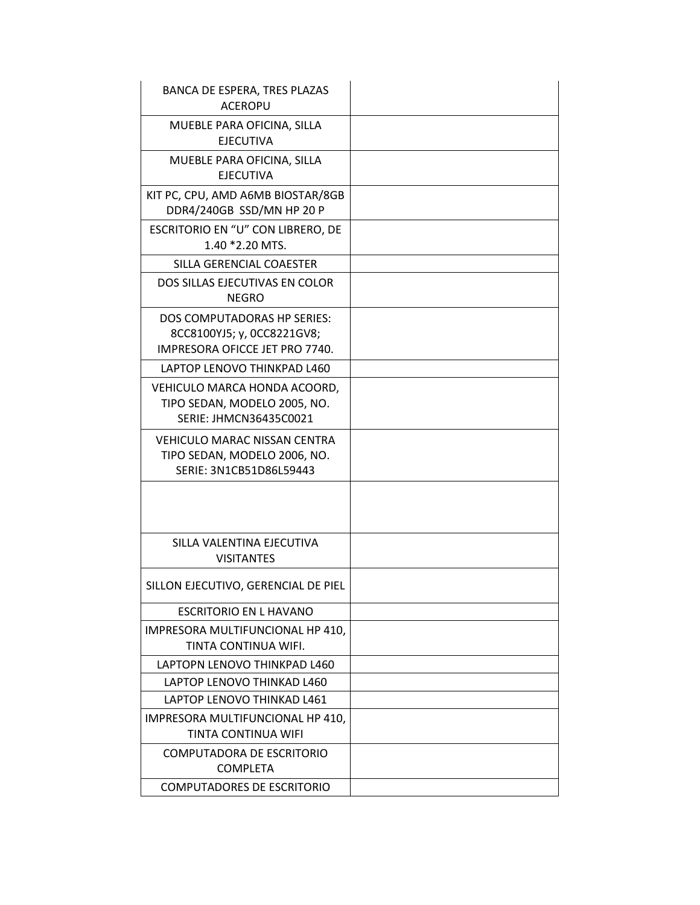| | |
|---|---|
| BANCA DE ESPERA, TRES PLAZAS ACEROPU | |
| MUEBLE PARA OFICINA, SILLA EJECUTIVA | |
| MUEBLE PARA OFICINA, SILLA EJECUTIVA | |
| KIT PC, CPU, AMD A6MB BIOSTAR/8GB DDR4/240GB SSD/MN HP 20 P | |
| ESCRITORIO EN “U” CON LIBRERO, DE 1.40 *2.20 MTS. | |
| SILLA GERENCIAL COAESTER | |
| DOS SILLAS EJECUTIVAS EN COLOR NEGRO | |
| DOS COMPUTADORAS HP SERIES: 8CC8100YJ5; y, 0CC8221GV8; IMPRESORA OFICCE JET PRO 7740. | |
| LAPTOP LENOVO THINKPAD L460 | |
| VEHICULO MARCA HONDA ACOORD, TIPO SEDAN, MODELO 2005, NO. SERIE: JHMCN36435C0021 | |
| VEHICULO MARAC NISSAN CENTRA TIPO SEDAN, MODELO 2006, NO. SERIE: 3N1CB51D86L59443 | |
| | |
| SILLA VALENTINA EJECUTIVA VISITANTES | |
| SILLON EJECUTIVO, GERENCIAL DE PIEL | |
| ESCRITORIO EN L HAVANO | |
| IMPRESORA MULTIFUNCIONAL HP 410, TINTA CONTINUA WIFI. | |
| LAPTOPN LENOVO THINKPAD L460 | |
| LAPTOP LENOVO THINKAD L460 | |
| LAPTOP LENOVO THINKAD L461 | |
| IMPRESORA MULTIFUNCIONAL HP 410, TINTA CONTINUA WIFI | |
| COMPUTADORA DE ESCRITORIO COMPLETA | |
| COMPUTADORES DE ESCRITORIO | |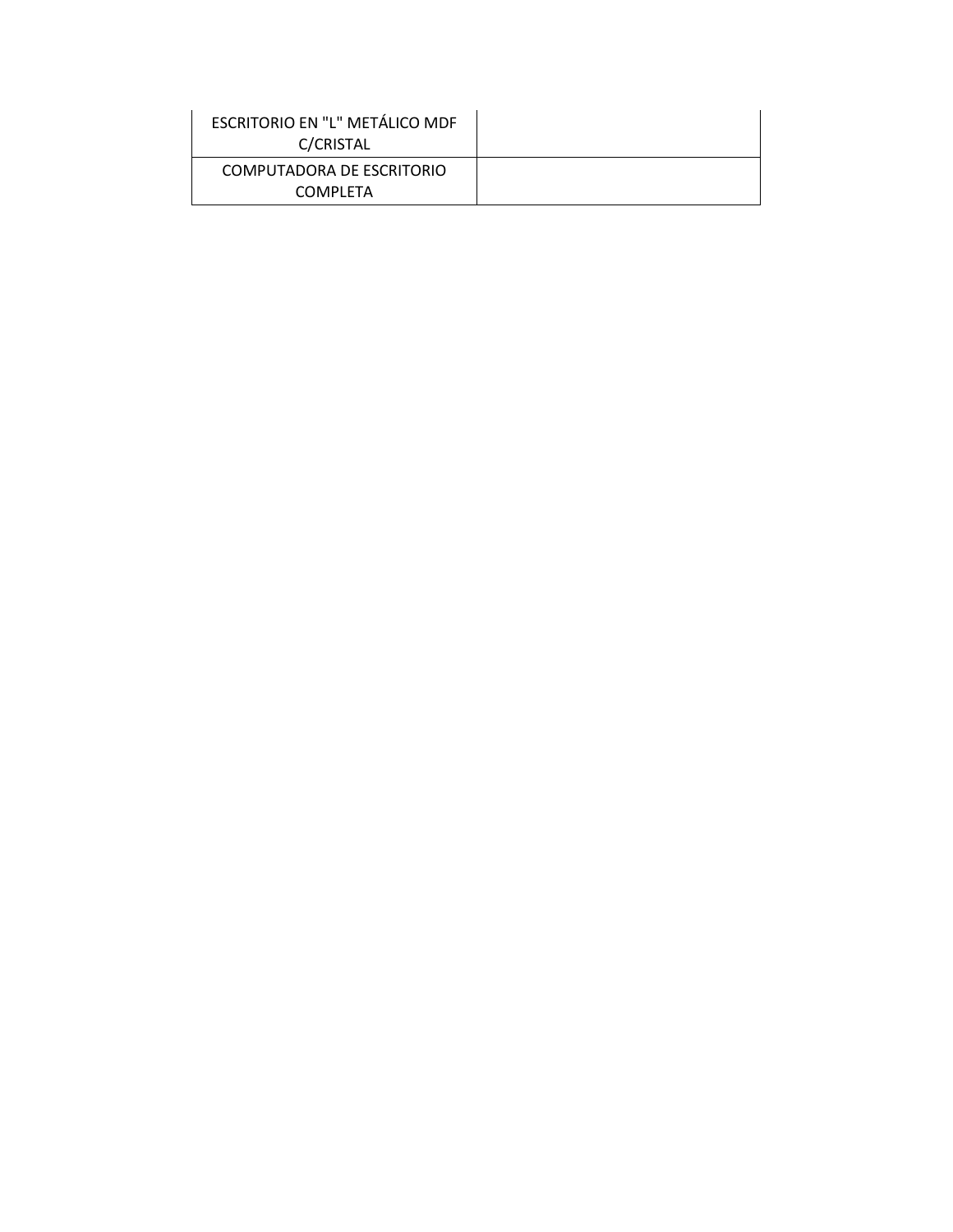| | |
|---|---|
| ESCRITORIO EN "L" METÁLICO MDF C/CRISTAL | |
| COMPUTADORA DE ESCRITORIO COMPLETA | |